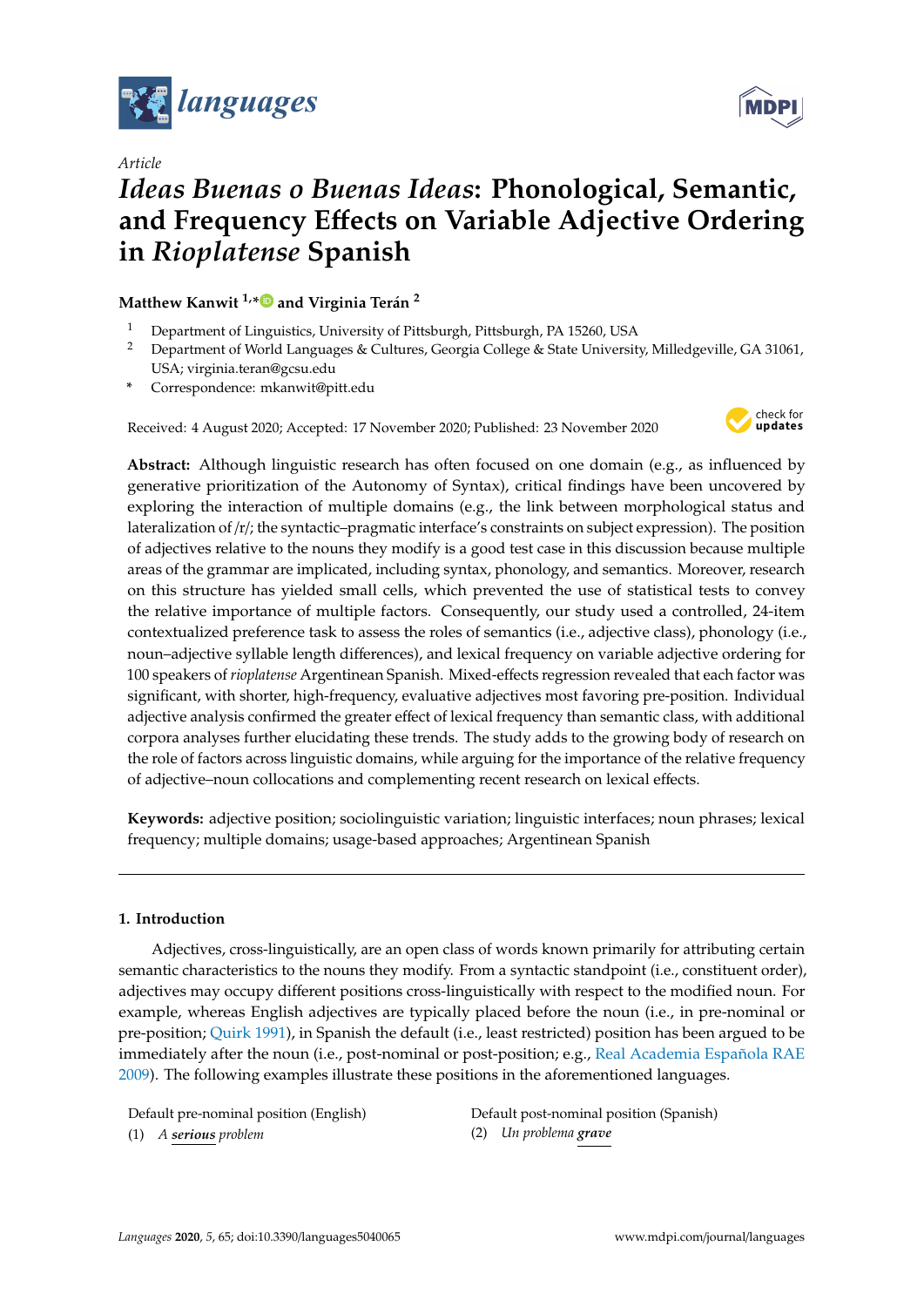Article

# *Ideas Buenas o Buenas Ideas*: Phonological, Semantic, and Frequency Effects on Variable Adjective Ordering in *Rioplatense* Spanish

**Matthew Kanwit [1,*] and Virginia Terán [2]**

[1] Department of Linguistics, University of Pittsburgh, Pittsburgh, PA 15260, USA
[2] Department of World Languages & Cultures, Georgia College & State University, Milledgeville, GA 31061, USA; virginia.teran@gcsu.edu
[*] Correspondence: mkanwit@pitt.edu

Received: 4 August 2020; Accepted: 17 November 2020; Published: 23 November 2020

**Abstract:** Although linguistic research has often focused on one domain (e.g., as influenced by generative prioritization of the Autonomy of Syntax), critical findings have been uncovered by exploring the interaction of multiple domains (e.g., the link between morphological status and lateralization of /r/; the syntactic–pragmatic interface's constraints on subject expression). The position of adjectives relative to the nouns they modify is a good test case in this discussion because multiple areas of the grammar are implicated, including syntax, phonology, and semantics. Moreover, research on this structure has yielded small cells, which prevented the use of statistical tests to convey the relative importance of multiple factors. Consequently, our study used a controlled, 24-item contextualized preference task to assess the roles of semantics (i.e., adjective class), phonology (i.e., noun–adjective syllable length differences), and lexical frequency on variable adjective ordering for 100 speakers of *rioplatense* Argentinean Spanish. Mixed-effects regression revealed that each factor was significant, with shorter, high-frequency, evaluative adjectives most favoring pre-position. Individual adjective analysis confirmed the greater effect of lexical frequency than semantic class, with additional corpora analyses further elucidating these trends. The study adds to the growing body of research on the role of factors across linguistic domains, while arguing for the importance of the relative frequency of adjective–noun collocations and complementing recent research on lexical effects.

**Keywords:** adjective position; sociolinguistic variation; linguistic interfaces; noun phrases; lexical frequency; multiple domains; usage-based approaches; Argentinean Spanish

## 1. Introduction

Adjectives, cross-linguistically, are an open class of words known primarily for attributing certain semantic characteristics to the nouns they modify. From a syntactic standpoint (i.e., constituent order), adjectives may occupy different positions cross-linguistically with respect to the modified noun. For example, whereas English adjectives are typically placed before the noun (i.e., in pre-nominal or pre-position; Quirk 1991), in Spanish the default (i.e., least restricted) position has been argued to be immediately after the noun (i.e., post-nominal or post-position; e.g., Real Academia Española RAE 2009). The following examples illustrate these positions in the aforementioned languages.

Default pre-nominal position (English)

(1) *A* ***serious*** *problem*

Default post-nominal position (Spanish)

(2) *Un problema* ***grave***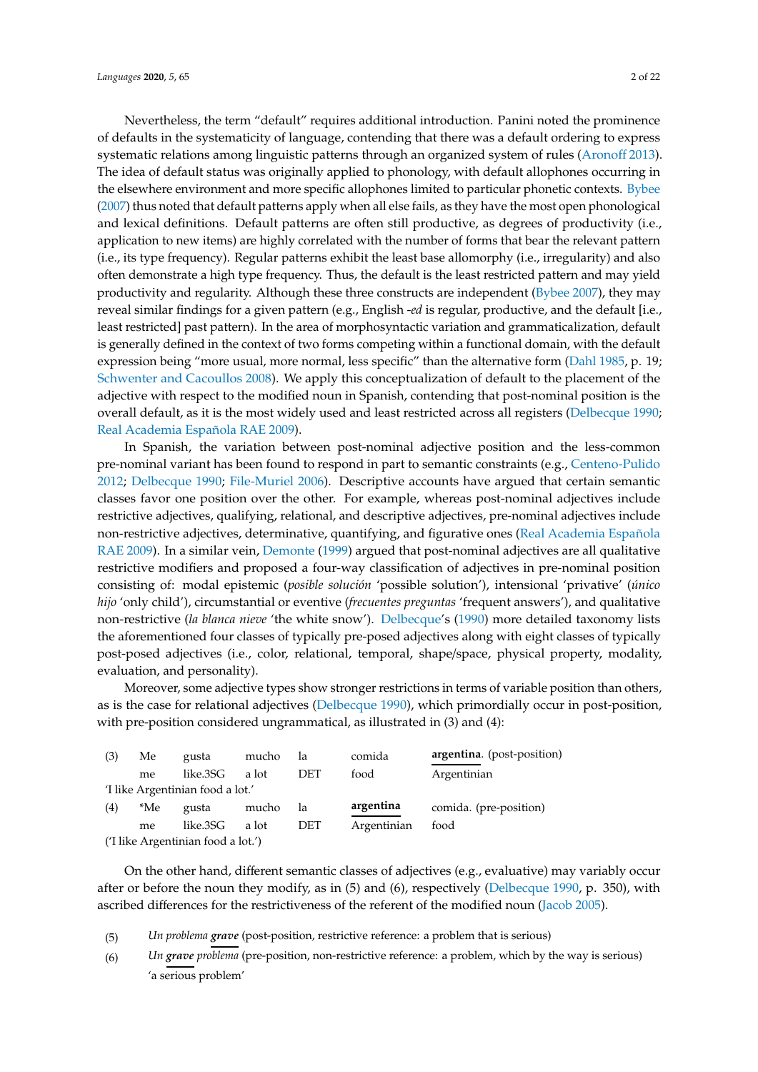Nevertheless, the term "default" requires additional introduction. Panini noted the prominence of defaults in the systematicity of language, contending that there was a default ordering to express systematic relations among linguistic patterns through an organized system of rules (Aronoff 2013). The idea of default status was originally applied to phonology, with default allophones occurring in the elsewhere environment and more specific allophones limited to particular phonetic contexts. Bybee (2007) thus noted that default patterns apply when all else fails, as they have the most open phonological and lexical definitions. Default patterns are often still productive, as degrees of productivity (i.e., application to new items) are highly correlated with the number of forms that bear the relevant pattern (i.e., its type frequency). Regular patterns exhibit the least base allomorphy (i.e., irregularity) and also often demonstrate a high type frequency. Thus, the default is the least restricted pattern and may yield productivity and regularity. Although these three constructs are independent (Bybee 2007), they may reveal similar findings for a given pattern (e.g., English *-ed* is regular, productive, and the default [i.e., least restricted] past pattern). In the area of morphosyntactic variation and grammaticalization, default is generally defined in the context of two forms competing within a functional domain, with the default expression being "more usual, more normal, less specific" than the alternative form (Dahl 1985, p. 19; Schwenter and Cacoullos 2008). We apply this conceptualization of default to the placement of the adjective with respect to the modified noun in Spanish, contending that post-nominal position is the overall default, as it is the most widely used and least restricted across all registers (Delbecque 1990; Real Academia Española RAE 2009).

In Spanish, the variation between post-nominal adjective position and the less-common pre-nominal variant has been found to respond in part to semantic constraints (e.g., Centeno-Pulido 2012; Delbecque 1990; File-Muriel 2006). Descriptive accounts have argued that certain semantic classes favor one position over the other. For example, whereas post-nominal adjectives include restrictive adjectives, qualifying, relational, and descriptive adjectives, pre-nominal adjectives include non-restrictive adjectives, determinative, quantifying, and figurative ones (Real Academia Española RAE 2009). In a similar vein, Demonte (1999) argued that post-nominal adjectives are all qualitative restrictive modifiers and proposed a four-way classification of adjectives in pre-nominal position consisting of: modal epistemic (*posible solución* 'possible solution'), intensional 'privative' (*único hijo* 'only child'), circumstantial or eventive (*frecuentes preguntas* 'frequent answers'), and qualitative non-restrictive (*la blanca nieve* 'the white snow'). Delbecque's (1990) more detailed taxonomy lists the aforementioned four classes of typically pre-posed adjectives along with eight classes of typically post-posed adjectives (i.e., color, relational, temporal, shape/space, physical property, modality, evaluation, and personality).

Moreover, some adjective types show stronger restrictions in terms of variable position than others, as is the case for relational adjectives (Delbecque 1990), which primordially occur in post-position, with pre-position considered ungrammatical, as illustrated in (3) and (4):

| (3) | Me | gusta | mucho | la | comida | **argentina**. (post-position) |
|---|---|---|---|---|---|---|
| | me | like.3SG | a lot | DET | food | Argentinian |
| | 'I like Argentinian food a lot.' | | | | | |
| (4) | *Me | gusta | mucho | la | **argentina** | comida. (pre-position) |
| | me | like.3SG | a lot | DET | Argentinian | food |
| | ('I like Argentinian food a lot.') | | | | | |

On the other hand, different semantic classes of adjectives (e.g., evaluative) may variably occur after or before the noun they modify, as in (5) and (6), respectively (Delbecque 1990, p. 350), with ascribed differences for the restrictiveness of the referent of the modified noun (Jacob 2005).

(5) *Un problema* ***grave*** (post-position, restrictive reference: a problem that is serious)

(6) *Un* ***grave*** *problema* (pre-position, non-restrictive reference: a problem, which by the way is serious)
'a serious problem'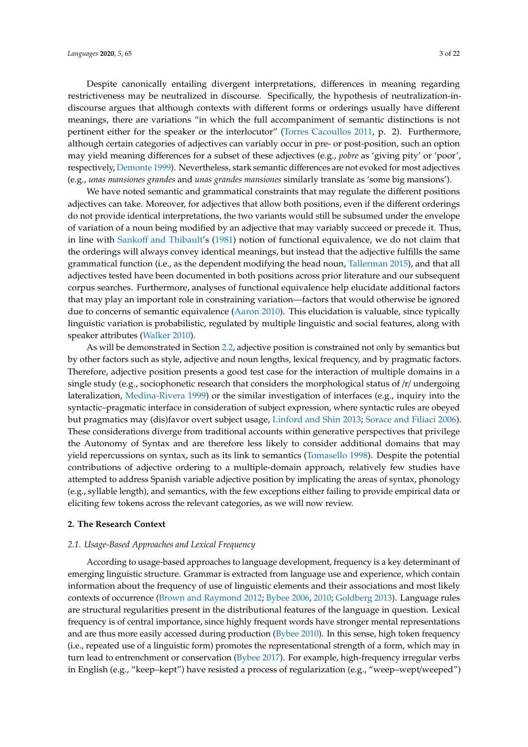Despite canonically entailing divergent interpretations, differences in meaning regarding restrictiveness may be neutralized in discourse. Specifically, the hypothesis of neutralization-in-discourse argues that although contexts with different forms or orderings usually have different meanings, there are variations "in which the full accompaniment of semantic distinctions is not pertinent either for the speaker or the interlocutor" (Torres Cacoullos 2011, p. 2). Furthermore, although certain categories of adjectives can variably occur in pre- or post-position, such an option may yield meaning differences for a subset of these adjectives (e.g., *pobre* as 'giving pity' or 'poor', respectively, Demonte 1999). Nevertheless, stark semantic differences are not evoked for most adjectives (e.g., *unas mansiones grandes* and *unas grandes mansiones* similarly translate as 'some big mansions').

We have noted semantic and grammatical constraints that may regulate the different positions adjectives can take. Moreover, for adjectives that allow both positions, even if the different orderings do not provide identical interpretations, the two variants would still be subsumed under the envelope of variation of a noun being modified by an adjective that may variably succeed or precede it. Thus, in line with Sankoff and Thibault's (1981) notion of functional equivalence, we do not claim that the orderings will always convey identical meanings, but instead that the adjective fulfills the same grammatical function (i.e., as the dependent modifying the head noun, Tallerman 2015), and that all adjectives tested have been documented in both positions across prior literature and our subsequent corpus searches. Furthermore, analyses of functional equivalence help elucidate additional factors that may play an important role in constraining variation—factors that would otherwise be ignored due to concerns of semantic equivalence (Aaron 2010). This elucidation is valuable, since typically linguistic variation is probabilistic, regulated by multiple linguistic and social features, along with speaker attributes (Walker 2010).

As will be demonstrated in Section 2.2, adjective position is constrained not only by semantics but by other factors such as style, adjective and noun lengths, lexical frequency, and by pragmatic factors. Therefore, adjective position presents a good test case for the interaction of multiple domains in a single study (e.g., sociophonetic research that considers the morphological status of /r/ undergoing lateralization, Medina-Rivera 1999) or the similar investigation of interfaces (e.g., inquiry into the syntactic–pragmatic interface in consideration of subject expression, where syntactic rules are obeyed but pragmatics may (dis)favor overt subject usage, Linford and Shin 2013; Sorace and Filiaci 2006). These considerations diverge from traditional accounts within generative perspectives that privilege the Autonomy of Syntax and are therefore less likely to consider additional domains that may yield repercussions on syntax, such as its link to semantics (Tomasello 1998). Despite the potential contributions of adjective ordering to a multiple-domain approach, relatively few studies have attempted to address Spanish variable adjective position by implicating the areas of syntax, phonology (e.g., syllable length), and semantics, with the few exceptions either failing to provide empirical data or eliciting few tokens across the relevant categories, as we will now review.

## 2. The Research Context

### 2.1. Usage-Based Approaches and Lexical Frequency

According to usage-based approaches to language development, frequency is a key determinant of emerging linguistic structure. Grammar is extracted from language use and experience, which contain information about the frequency of use of linguistic elements and their associations and most likely contexts of occurrence (Brown and Raymond 2012; Bybee 2006, 2010; Goldberg 2013). Language rules are structural regularities present in the distributional features of the language in question. Lexical frequency is of central importance, since highly frequent words have stronger mental representations and are thus more easily accessed during production (Bybee 2010). In this sense, high token frequency (i.e., repeated use of a linguistic form) promotes the representational strength of a form, which may in turn lead to entrenchment or conservation (Bybee 2017). For example, high-frequency irregular verbs in English (e.g., "keep–kept") have resisted a process of regularization (e.g., "weep–wept/weeped")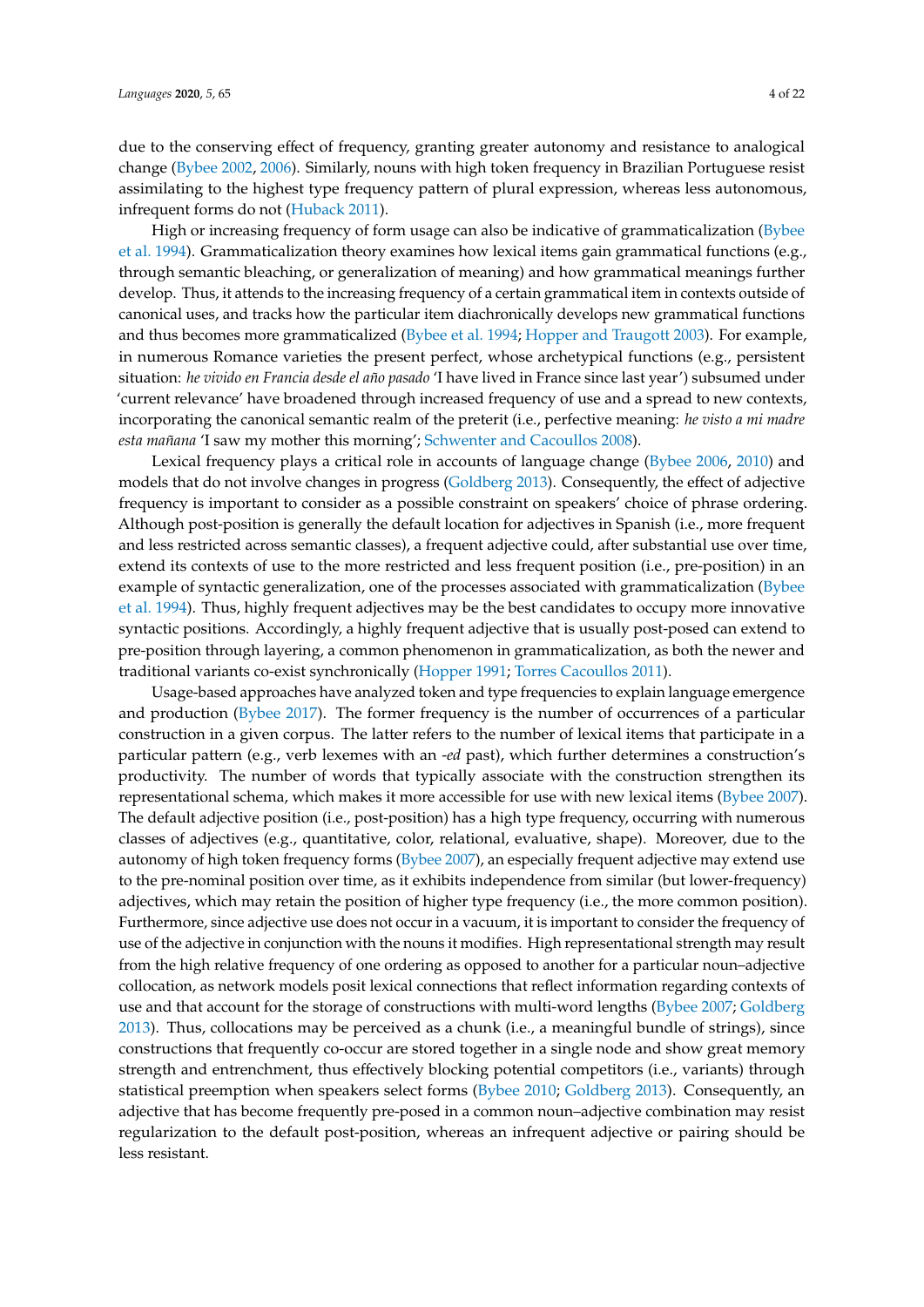due to the conserving effect of frequency, granting greater autonomy and resistance to analogical change (Bybee 2002, 2006). Similarly, nouns with high token frequency in Brazilian Portuguese resist assimilating to the highest type frequency pattern of plural expression, whereas less autonomous, infrequent forms do not (Huback 2011).

High or increasing frequency of form usage can also be indicative of grammaticalization (Bybee et al. 1994). Grammaticalization theory examines how lexical items gain grammatical functions (e.g., through semantic bleaching, or generalization of meaning) and how grammatical meanings further develop. Thus, it attends to the increasing frequency of a certain grammatical item in contexts outside of canonical uses, and tracks how the particular item diachronically develops new grammatical functions and thus becomes more grammaticalized (Bybee et al. 1994; Hopper and Traugott 2003). For example, in numerous Romance varieties the present perfect, whose archetypical functions (e.g., persistent situation: *he vivido en Francia desde el año pasado* 'I have lived in France since last year') subsumed under 'current relevance' have broadened through increased frequency of use and a spread to new contexts, incorporating the canonical semantic realm of the preterit (i.e., perfective meaning: *he visto a mi madre esta mañana* 'I saw my mother this morning'; Schwenter and Cacoullos 2008).

Lexical frequency plays a critical role in accounts of language change (Bybee 2006, 2010) and models that do not involve changes in progress (Goldberg 2013). Consequently, the effect of adjective frequency is important to consider as a possible constraint on speakers' choice of phrase ordering. Although post-position is generally the default location for adjectives in Spanish (i.e., more frequent and less restricted across semantic classes), a frequent adjective could, after substantial use over time, extend its contexts of use to the more restricted and less frequent position (i.e., pre-position) in an example of syntactic generalization, one of the processes associated with grammaticalization (Bybee et al. 1994). Thus, highly frequent adjectives may be the best candidates to occupy more innovative syntactic positions. Accordingly, a highly frequent adjective that is usually post-posed can extend to pre-position through layering, a common phenomenon in grammaticalization, as both the newer and traditional variants co-exist synchronically (Hopper 1991; Torres Cacoullos 2011).

Usage-based approaches have analyzed token and type frequencies to explain language emergence and production (Bybee 2017). The former frequency is the number of occurrences of a particular construction in a given corpus. The latter refers to the number of lexical items that participate in a particular pattern (e.g., verb lexemes with an *-ed* past), which further determines a construction's productivity. The number of words that typically associate with the construction strengthen its representational schema, which makes it more accessible for use with new lexical items (Bybee 2007). The default adjective position (i.e., post-position) has a high type frequency, occurring with numerous classes of adjectives (e.g., quantitative, color, relational, evaluative, shape). Moreover, due to the autonomy of high token frequency forms (Bybee 2007), an especially frequent adjective may extend use to the pre-nominal position over time, as it exhibits independence from similar (but lower-frequency) adjectives, which may retain the position of higher type frequency (i.e., the more common position). Furthermore, since adjective use does not occur in a vacuum, it is important to consider the frequency of use of the adjective in conjunction with the nouns it modifies. High representational strength may result from the high relative frequency of one ordering as opposed to another for a particular noun–adjective collocation, as network models posit lexical connections that reflect information regarding contexts of use and that account for the storage of constructions with multi-word lengths (Bybee 2007; Goldberg 2013). Thus, collocations may be perceived as a chunk (i.e., a meaningful bundle of strings), since constructions that frequently co-occur are stored together in a single node and show great memory strength and entrenchment, thus effectively blocking potential competitors (i.e., variants) through statistical preemption when speakers select forms (Bybee 2010; Goldberg 2013). Consequently, an adjective that has become frequently pre-posed in a common noun–adjective combination may resist regularization to the default post-position, whereas an infrequent adjective or pairing should be less resistant.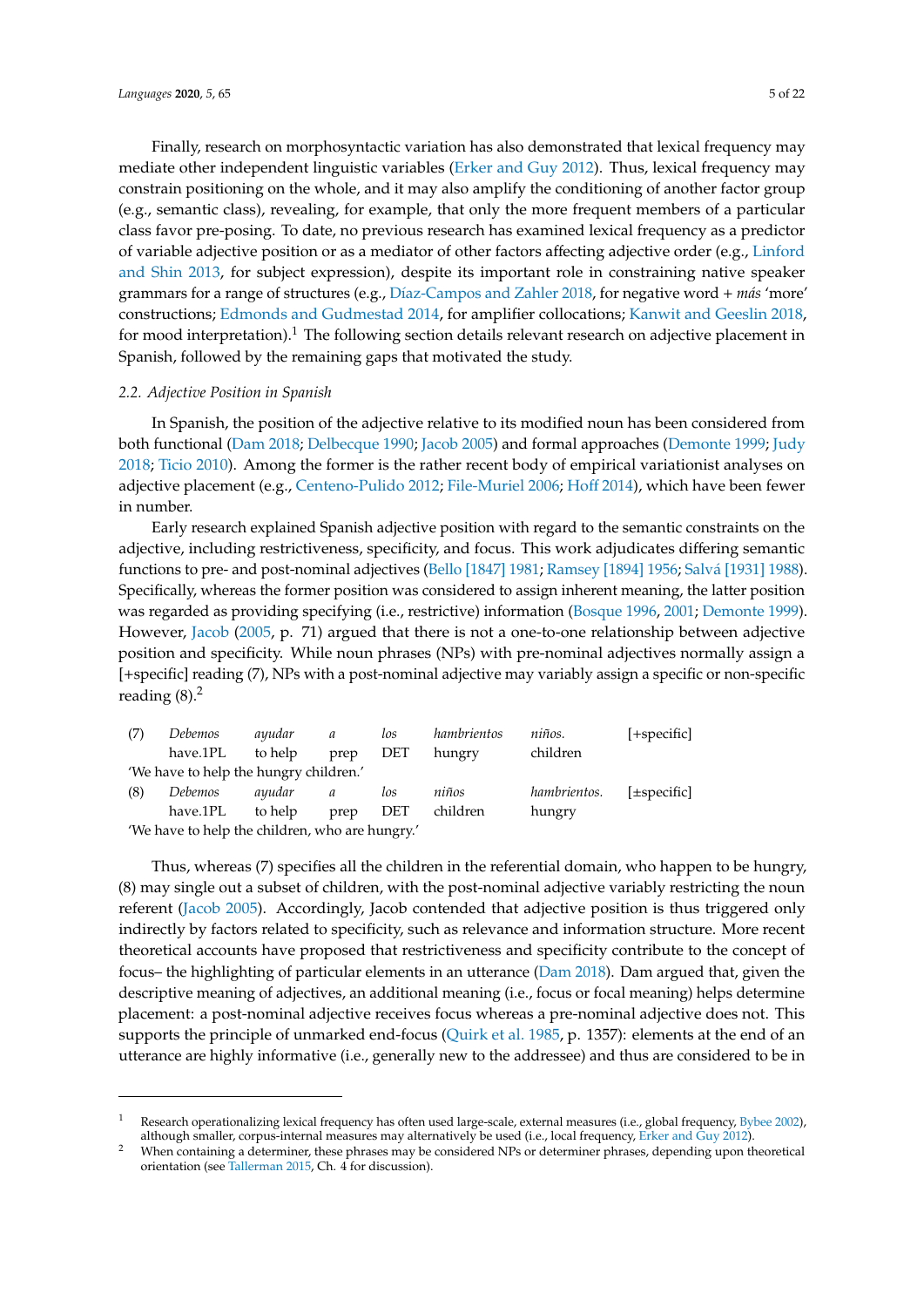Finally, research on morphosyntactic variation has also demonstrated that lexical frequency may mediate other independent linguistic variables (Erker and Guy 2012). Thus, lexical frequency may constrain positioning on the whole, and it may also amplify the conditioning of another factor group (e.g., semantic class), revealing, for example, that only the more frequent members of a particular class favor pre-posing. To date, no previous research has examined lexical frequency as a predictor of variable adjective position or as a mediator of other factors affecting adjective order (e.g., Linford and Shin 2013, for subject expression), despite its important role in constraining native speaker grammars for a range of structures (e.g., Díaz-Campos and Zahler 2018, for negative word + *más* 'more' constructions; Edmonds and Gudmestad 2014, for amplifier collocations; Kanwit and Geeslin 2018, for mood interpretation).[1] The following section details relevant research on adjective placement in Spanish, followed by the remaining gaps that motivated the study.

### *2.2. Adjective Position in Spanish*

In Spanish, the position of the adjective relative to its modified noun has been considered from both functional (Dam 2018; Delbecque 1990; Jacob 2005) and formal approaches (Demonte 1999; Judy 2018; Ticio 2010). Among the former is the rather recent body of empirical variationist analyses on adjective placement (e.g., Centeno-Pulido 2012; File-Muriel 2006; Hoff 2014), which have been fewer in number.

Early research explained Spanish adjective position with regard to the semantic constraints on the adjective, including restrictiveness, specificity, and focus. This work adjudicates differing semantic functions to pre- and post-nominal adjectives (Bello [1847] 1981; Ramsey [1894] 1956; Salvá [1931] 1988). Specifically, whereas the former position was considered to assign inherent meaning, the latter position was regarded as providing specifying (i.e., restrictive) information (Bosque 1996, 2001; Demonte 1999). However, Jacob (2005, p. 71) argued that there is not a one-to-one relationship between adjective position and specificity. While noun phrases (NPs) with pre-nominal adjectives normally assign a [+specific] reading (7), NPs with a post-nominal adjective may variably assign a specific or non-specific reading (8).[2]

| | | | | | | | |
|---|---|---|---|---|---|---|---|
| (7) | *Debemos* | *ayudar* | *a* | *los* | *hambrientos* | *niños.* | [+specific] |
| | have.1PL | to help | prep | DET | hungry | children | |
| 'We have to help the hungry children.' | | | | | | | |
| (8) | *Debemos* | *ayudar* | *a* | *los* | *niños* | *hambrientos.* | [±specific] |
| | have.1PL | to help | prep | DET | children | hungry | |
| 'We have to help the children, who are hungry.' | | | | | | | |

Thus, whereas (7) specifies all the children in the referential domain, who happen to be hungry, (8) may single out a subset of children, with the post-nominal adjective variably restricting the noun referent (Jacob 2005). Accordingly, Jacob contended that adjective position is thus triggered only indirectly by factors related to specificity, such as relevance and information structure. More recent theoretical accounts have proposed that restrictiveness and specificity contribute to the concept of focus– the highlighting of particular elements in an utterance (Dam 2018). Dam argued that, given the descriptive meaning of adjectives, an additional meaning (i.e., focus or focal meaning) helps determine placement: a post-nominal adjective receives focus whereas a pre-nominal adjective does not. This supports the principle of unmarked end-focus (Quirk et al. 1985, p. 1357): elements at the end of an utterance are highly informative (i.e., generally new to the addressee) and thus are considered to be in

---

[1] Research operationalizing lexical frequency has often used large-scale, external measures (i.e., global frequency, Bybee 2002), although smaller, corpus-internal measures may alternatively be used (i.e., local frequency, Erker and Guy 2012).

[2] When containing a determiner, these phrases may be considered NPs or determiner phrases, depending upon theoretical orientation (see Tallerman 2015, Ch. 4 for discussion).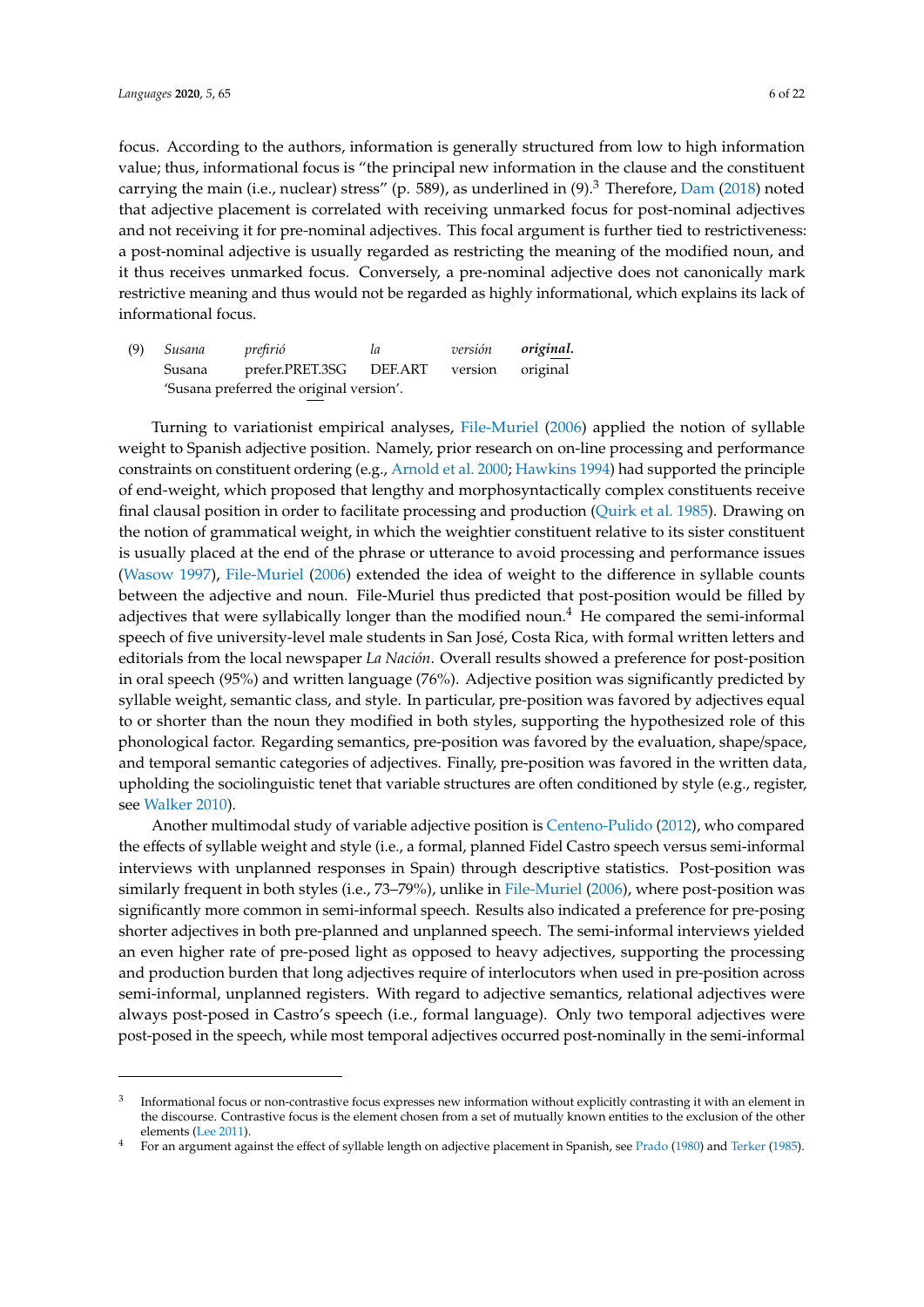focus. According to the authors, information is generally structured from low to high information value; thus, informational focus is "the principal new information in the clause and the constituent carrying the main (i.e., nuclear) stress" (p. 589), as underlined in (9).[3] Therefore, Dam (2018) noted that adjective placement is correlated with receiving unmarked focus for post-nominal adjectives and not receiving it for pre-nominal adjectives. This focal argument is further tied to restrictiveness: a post-nominal adjective is usually regarded as restricting the meaning of the modified noun, and it thus receives unmarked focus. Conversely, a pre-nominal adjective does not canonically mark restrictive meaning and thus would not be regarded as highly informational, which explains its lack of informational focus.

(9) *Susana* *prefirió* *la* *versión* ***original.***
Susana prefer.PRET.3SG DEF.ART version original
'Susana preferred the original version'.

Turning to variationist empirical analyses, File-Muriel (2006) applied the notion of syllable weight to Spanish adjective position. Namely, prior research on on-line processing and performance constraints on constituent ordering (e.g., Arnold et al. 2000; Hawkins 1994) had supported the principle of end-weight, which proposed that lengthy and morphosyntactically complex constituents receive final clausal position in order to facilitate processing and production (Quirk et al. 1985). Drawing on the notion of grammatical weight, in which the weightier constituent relative to its sister constituent is usually placed at the end of the phrase or utterance to avoid processing and performance issues (Wasow 1997), File-Muriel (2006) extended the idea of weight to the difference in syllable counts between the adjective and noun. File-Muriel thus predicted that post-position would be filled by adjectives that were syllabically longer than the modified noun.[4] He compared the semi-informal speech of five university-level male students in San José, Costa Rica, with formal written letters and editorials from the local newspaper *La Nación*. Overall results showed a preference for post-position in oral speech (95%) and written language (76%). Adjective position was significantly predicted by syllable weight, semantic class, and style. In particular, pre-position was favored by adjectives equal to or shorter than the noun they modified in both styles, supporting the hypothesized role of this phonological factor. Regarding semantics, pre-position was favored by the evaluation, shape/space, and temporal semantic categories of adjectives. Finally, pre-position was favored in the written data, upholding the sociolinguistic tenet that variable structures are often conditioned by style (e.g., register, see Walker 2010).

Another multimodal study of variable adjective position is Centeno-Pulido (2012), who compared the effects of syllable weight and style (i.e., a formal, planned Fidel Castro speech versus semi-informal interviews with unplanned responses in Spain) through descriptive statistics. Post-position was similarly frequent in both styles (i.e., 73–79%), unlike in File-Muriel (2006), where post-position was significantly more common in semi-informal speech. Results also indicated a preference for pre-posing shorter adjectives in both pre-planned and unplanned speech. The semi-informal interviews yielded an even higher rate of pre-posed light as opposed to heavy adjectives, supporting the processing and production burden that long adjectives require of interlocutors when used in pre-position across semi-informal, unplanned registers. With regard to adjective semantics, relational adjectives were always post-posed in Castro's speech (i.e., formal language). Only two temporal adjectives were post-posed in the speech, while most temporal adjectives occurred post-nominally in the semi-informal

[3] Informational focus or non-contrastive focus expresses new information without explicitly contrasting it with an element in the discourse. Contrastive focus is the element chosen from a set of mutually known entities to the exclusion of the other elements (Lee 2011).

[4] For an argument against the effect of syllable length on adjective placement in Spanish, see Prado (1980) and Terker (1985).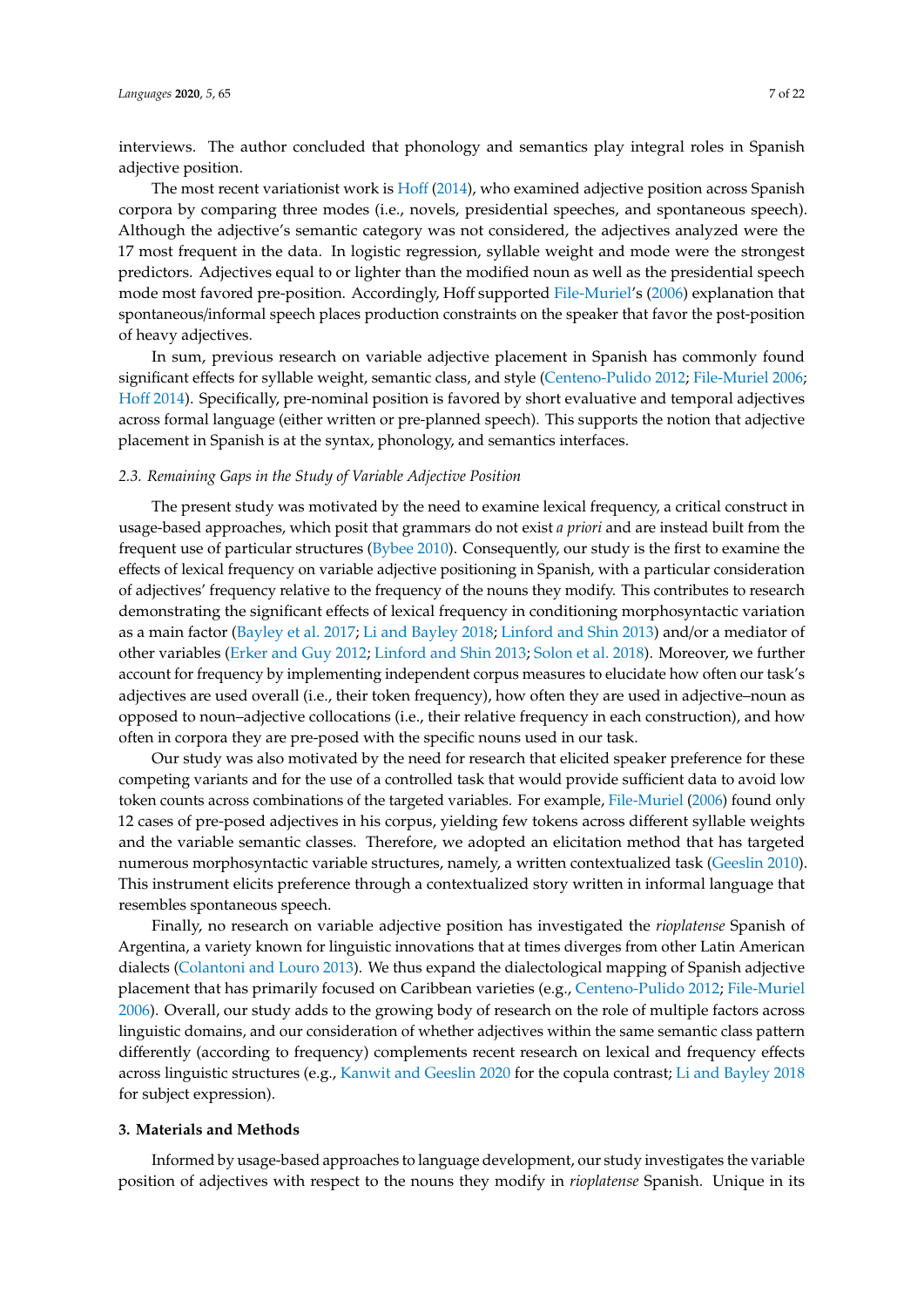interviews. The author concluded that phonology and semantics play integral roles in Spanish adjective position.

The most recent variationist work is Hoff (2014), who examined adjective position across Spanish corpora by comparing three modes (i.e., novels, presidential speeches, and spontaneous speech). Although the adjective's semantic category was not considered, the adjectives analyzed were the 17 most frequent in the data. In logistic regression, syllable weight and mode were the strongest predictors. Adjectives equal to or lighter than the modified noun as well as the presidential speech mode most favored pre-position. Accordingly, Hoff supported File-Muriel's (2006) explanation that spontaneous/informal speech places production constraints on the speaker that favor the post-position of heavy adjectives.

In sum, previous research on variable adjective placement in Spanish has commonly found significant effects for syllable weight, semantic class, and style (Centeno-Pulido 2012; File-Muriel 2006; Hoff 2014). Specifically, pre-nominal position is favored by short evaluative and temporal adjectives across formal language (either written or pre-planned speech). This supports the notion that adjective placement in Spanish is at the syntax, phonology, and semantics interfaces.

### 2.3. Remaining Gaps in the Study of Variable Adjective Position

The present study was motivated by the need to examine lexical frequency, a critical construct in usage-based approaches, which posit that grammars do not exist *a priori* and are instead built from the frequent use of particular structures (Bybee 2010). Consequently, our study is the first to examine the effects of lexical frequency on variable adjective positioning in Spanish, with a particular consideration of adjectives' frequency relative to the frequency of the nouns they modify. This contributes to research demonstrating the significant effects of lexical frequency in conditioning morphosyntactic variation as a main factor (Bayley et al. 2017; Li and Bayley 2018; Linford and Shin 2013) and/or a mediator of other variables (Erker and Guy 2012; Linford and Shin 2013; Solon et al. 2018). Moreover, we further account for frequency by implementing independent corpus measures to elucidate how often our task's adjectives are used overall (i.e., their token frequency), how often they are used in adjective–noun as opposed to noun–adjective collocations (i.e., their relative frequency in each construction), and how often in corpora they are pre-posed with the specific nouns used in our task.

Our study was also motivated by the need for research that elicited speaker preference for these competing variants and for the use of a controlled task that would provide sufficient data to avoid low token counts across combinations of the targeted variables. For example, File-Muriel (2006) found only 12 cases of pre-posed adjectives in his corpus, yielding few tokens across different syllable weights and the variable semantic classes. Therefore, we adopted an elicitation method that has targeted numerous morphosyntactic variable structures, namely, a written contextualized task (Geeslin 2010). This instrument elicits preference through a contextualized story written in informal language that resembles spontaneous speech.

Finally, no research on variable adjective position has investigated the *rioplatense* Spanish of Argentina, a variety known for linguistic innovations that at times diverges from other Latin American dialects (Colantoni and Louro 2013). We thus expand the dialectological mapping of Spanish adjective placement that has primarily focused on Caribbean varieties (e.g., Centeno-Pulido 2012; File-Muriel 2006). Overall, our study adds to the growing body of research on the role of multiple factors across linguistic domains, and our consideration of whether adjectives within the same semantic class pattern differently (according to frequency) complements recent research on lexical and frequency effects across linguistic structures (e.g., Kanwit and Geeslin 2020 for the copula contrast; Li and Bayley 2018 for subject expression).

## 3. Materials and Methods

Informed by usage-based approaches to language development, our study investigates the variable position of adjectives with respect to the nouns they modify in *rioplatense* Spanish. Unique in its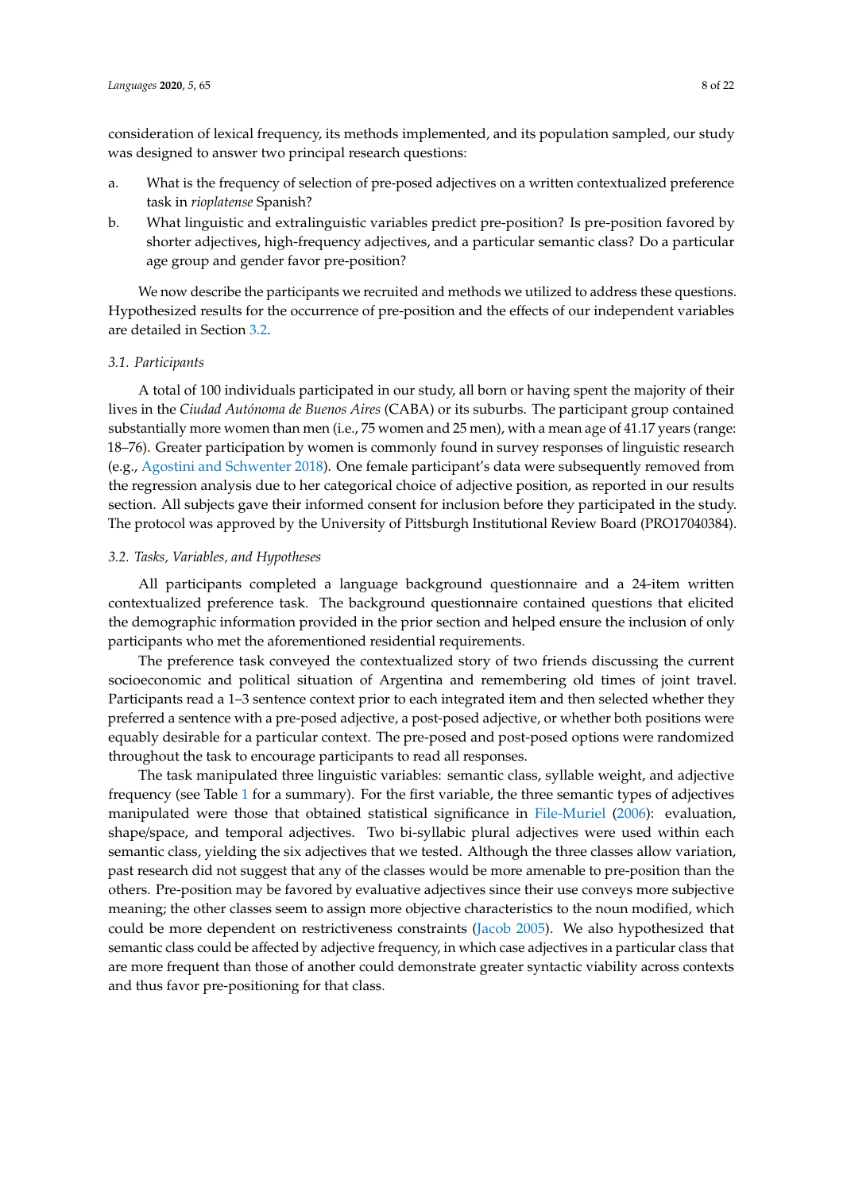consideration of lexical frequency, its methods implemented, and its population sampled, our study was designed to answer two principal research questions:

a. What is the frequency of selection of pre-posed adjectives on a written contextualized preference task in *rioplatense* Spanish?
b. What linguistic and extralinguistic variables predict pre-position? Is pre-position favored by shorter adjectives, high-frequency adjectives, and a particular semantic class? Do a particular age group and gender favor pre-position?

We now describe the participants we recruited and methods we utilized to address these questions. Hypothesized results for the occurrence of pre-position and the effects of our independent variables are detailed in Section 3.2.

### *3.1. Participants*

A total of 100 individuals participated in our study, all born or having spent the majority of their lives in the *Ciudad Autónoma de Buenos Aires* (CABA) or its suburbs. The participant group contained substantially more women than men (i.e., 75 women and 25 men), with a mean age of 41.17 years (range: 18–76). Greater participation by women is commonly found in survey responses of linguistic research (e.g., Agostini and Schwenter 2018). One female participant's data were subsequently removed from the regression analysis due to her categorical choice of adjective position, as reported in our results section. All subjects gave their informed consent for inclusion before they participated in the study. The protocol was approved by the University of Pittsburgh Institutional Review Board (PRO17040384).

### *3.2. Tasks, Variables, and Hypotheses*

All participants completed a language background questionnaire and a 24-item written contextualized preference task. The background questionnaire contained questions that elicited the demographic information provided in the prior section and helped ensure the inclusion of only participants who met the aforementioned residential requirements.

The preference task conveyed the contextualized story of two friends discussing the current socioeconomic and political situation of Argentina and remembering old times of joint travel. Participants read a 1–3 sentence context prior to each integrated item and then selected whether they preferred a sentence with a pre-posed adjective, a post-posed adjective, or whether both positions were equably desirable for a particular context. The pre-posed and post-posed options were randomized throughout the task to encourage participants to read all responses.

The task manipulated three linguistic variables: semantic class, syllable weight, and adjective frequency (see Table 1 for a summary). For the first variable, the three semantic types of adjectives manipulated were those that obtained statistical significance in File-Muriel (2006): evaluation, shape/space, and temporal adjectives. Two bi-syllabic plural adjectives were used within each semantic class, yielding the six adjectives that we tested. Although the three classes allow variation, past research did not suggest that any of the classes would be more amenable to pre-position than the others. Pre-position may be favored by evaluative adjectives since their use conveys more subjective meaning; the other classes seem to assign more objective characteristics to the noun modified, which could be more dependent on restrictiveness constraints (Jacob 2005). We also hypothesized that semantic class could be affected by adjective frequency, in which case adjectives in a particular class that are more frequent than those of another could demonstrate greater syntactic viability across contexts and thus favor pre-positioning for that class.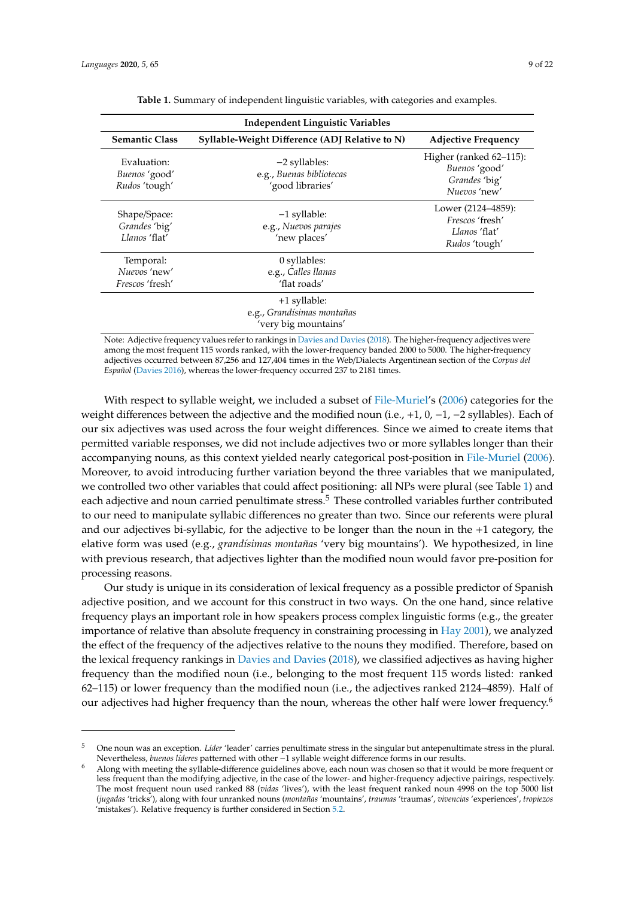**Table 1.** Summary of independent linguistic variables, with categories and examples.

| Independent Linguistic Variables | | |
|---|---|---|
| **Semantic Class** | **Syllable-Weight Difference (ADJ Relative to N)** | **Adjective Frequency** |
| Evaluation: *Buenos* 'good' *Rudos* 'tough' | −2 syllables: e.g., *Buenas bibliotecas* 'good libraries' | Higher (ranked 62–115): *Buenos* 'good' *Grandes* 'big' *Nuevos* 'new' |
| Shape/Space: *Grandes* 'big' *Llanos* 'flat' | −1 syllable: e.g., *Nuevos parajes* 'new places' | Lower (2124–4859): *Frescos* 'fresh' *Llanos* 'flat' *Rudos* 'tough' |
| Temporal: *Nuevos* 'new' *Frescos* 'fresh' | 0 syllables: e.g., *Calles llanas* 'flat roads' | |
| | +1 syllable: e.g., *Grandísimas montañas* 'very big mountains' | |

Note: Adjective frequency values refer to rankings in Davies and Davies (2018). The higher-frequency adjectives were among the most frequent 115 words ranked, with the lower-frequency banded 2000 to 5000. The higher-frequency adjectives occurred between 87,256 and 127,404 times in the Web/Dialects Argentinean section of the *Corpus del Español* (Davies 2016), whereas the lower-frequency occurred 237 to 2181 times.

With respect to syllable weight, we included a subset of File-Muriel's (2006) categories for the weight differences between the adjective and the modified noun (i.e., +1, 0, −1, −2 syllables). Each of our six adjectives was used across the four weight differences. Since we aimed to create items that permitted variable responses, we did not include adjectives two or more syllables longer than their accompanying nouns, as this context yielded nearly categorical post-position in File-Muriel (2006). Moreover, to avoid introducing further variation beyond the three variables that we manipulated, we controlled two other variables that could affect positioning: all NPs were plural (see Table 1) and each adjective and noun carried penultimate stress.[5] These controlled variables further contributed to our need to manipulate syllabic differences no greater than two. Since our referents were plural and our adjectives bi-syllabic, for the adjective to be longer than the noun in the +1 category, the elative form was used (e.g., *grandísimas montañas* 'very big mountains'). We hypothesized, in line with previous research, that adjectives lighter than the modified noun would favor pre-position for processing reasons.

Our study is unique in its consideration of lexical frequency as a possible predictor of Spanish adjective position, and we account for this construct in two ways. On the one hand, since relative frequency plays an important role in how speakers process complex linguistic forms (e.g., the greater importance of relative than absolute frequency in constraining processing in Hay 2001), we analyzed the effect of the frequency of the adjectives relative to the nouns they modified. Therefore, based on the lexical frequency rankings in Davies and Davies (2018), we classified adjectives as having higher frequency than the modified noun (i.e., belonging to the most frequent 115 words listed: ranked 62–115) or lower frequency than the modified noun (i.e., the adjectives ranked 2124–4859). Half of our adjectives had higher frequency than the noun, whereas the other half were lower frequency.[6]

[5] One noun was an exception. *Líder* 'leader' carries penultimate stress in the singular but antepenultimate stress in the plural. Nevertheless, *buenos líderes* patterned with other −1 syllable weight difference forms in our results.

[6] Along with meeting the syllable-difference guidelines above, each noun was chosen so that it would be more frequent or less frequent than the modifying adjective, in the case of the lower- and higher-frequency adjective pairings, respectively. The most frequent noun used ranked 88 (*vidas* 'lives'), with the least frequent ranked noun 4998 on the top 5000 list (*jugadas* 'tricks'), along with four unranked nouns (*montañas* 'mountains', *traumas* 'traumas', *vivencias* 'experiences', *tropiezos* 'mistakes'). Relative frequency is further considered in Section 5.2.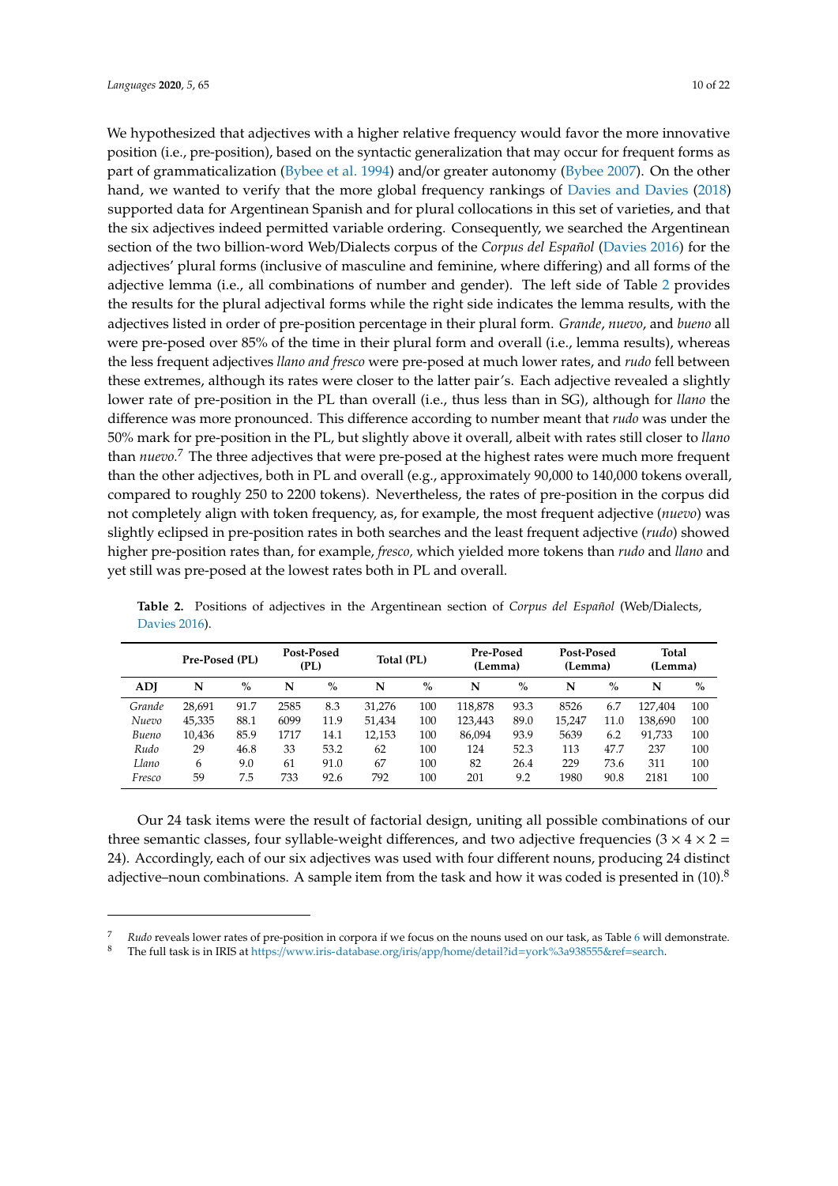We hypothesized that adjectives with a higher relative frequency would favor the more innovative position (i.e., pre-position), based on the syntactic generalization that may occur for frequent forms as part of grammaticalization (Bybee et al. 1994) and/or greater autonomy (Bybee 2007). On the other hand, we wanted to verify that the more global frequency rankings of Davies and Davies (2018) supported data for Argentinean Spanish and for plural collocations in this set of varieties, and that the six adjectives indeed permitted variable ordering. Consequently, we searched the Argentinean section of the two billion-word Web/Dialects corpus of the *Corpus del Español* (Davies 2016) for the adjectives' plural forms (inclusive of masculine and feminine, where differing) and all forms of the adjective lemma (i.e., all combinations of number and gender). The left side of Table 2 provides the results for the plural adjectival forms while the right side indicates the lemma results, with the adjectives listed in order of pre-position percentage in their plural form. *Grande*, *nuevo*, and *bueno* all were pre-posed over 85% of the time in their plural form and overall (i.e., lemma results), whereas the less frequent adjectives *llano and fresco* were pre-posed at much lower rates, and *rudo* fell between these extremes, although its rates were closer to the latter pair's. Each adjective revealed a slightly lower rate of pre-position in the PL than overall (i.e., thus less than in SG), although for *llano* the difference was more pronounced. This difference according to number meant that *rudo* was under the 50% mark for pre-position in the PL, but slightly above it overall, albeit with rates still closer to *llano* than *nuevo*.[7] The three adjectives that were pre-posed at the highest rates were much more frequent than the other adjectives, both in PL and overall (e.g., approximately 90,000 to 140,000 tokens overall, compared to roughly 250 to 2200 tokens). Nevertheless, the rates of pre-position in the corpus did not completely align with token frequency, as, for example, the most frequent adjective (*nuevo*) was slightly eclipsed in pre-position rates in both searches and the least frequent adjective (*rudo*) showed higher pre-position rates than, for example, *fresco,* which yielded more tokens than *rudo* and *llano* and yet still was pre-posed at the lowest rates both in PL and overall.

**Table 2.** Positions of adjectives in the Argentinean section of *Corpus del Español* (Web/Dialects, Davies 2016).

| | Pre-Posed (PL) | | Post-Posed (PL) | | Total (PL) | | Pre-Posed (Lemma) | | Post-Posed (Lemma) | | Total (Lemma) | |
|---|---|---|---|---|---|---|---|---|---|---|---|---|
| **ADJ** | **N** | **%** | **N** | **%** | **N** | **%** | **N** | **%** | **N** | **%** | **N** | **%** |
| *Grande* | 28,691 | 91.7 | 2585 | 8.3 | 31,276 | 100 | 118,878 | 93.3 | 8526 | 6.7 | 127,404 | 100 |
| *Nuevo* | 45,335 | 88.1 | 6099 | 11.9 | 51,434 | 100 | 123,443 | 89.0 | 15,247 | 11.0 | 138,690 | 100 |
| *Bueno* | 10,436 | 85.9 | 1717 | 14.1 | 12,153 | 100 | 86,094 | 93.9 | 5639 | 6.2 | 91,733 | 100 |
| *Rudo* | 29 | 46.8 | 33 | 53.2 | 62 | 100 | 124 | 52.3 | 113 | 47.7 | 237 | 100 |
| *Llano* | 6 | 9.0 | 61 | 91.0 | 67 | 100 | 82 | 26.4 | 229 | 73.6 | 311 | 100 |
| *Fresco* | 59 | 7.5 | 733 | 92.6 | 792 | 100 | 201 | 9.2 | 1980 | 90.8 | 2181 | 100 |

Our 24 task items were the result of factorial design, uniting all possible combinations of our three semantic classes, four syllable-weight differences, and two adjective frequencies ($3 \times 4 \times 2 = 24$). Accordingly, each of our six adjectives was used with four different nouns, producing 24 distinct adjective–noun combinations. A sample item from the task and how it was coded is presented in (10).[8]

---

[7] *Rudo* reveals lower rates of pre-position in corpora if we focus on the nouns used on our task, as Table 6 will demonstrate.

[8] The full task is in IRIS at https://www.iris-database.org/iris/app/home/detail?id=york%3a938555&ref=search.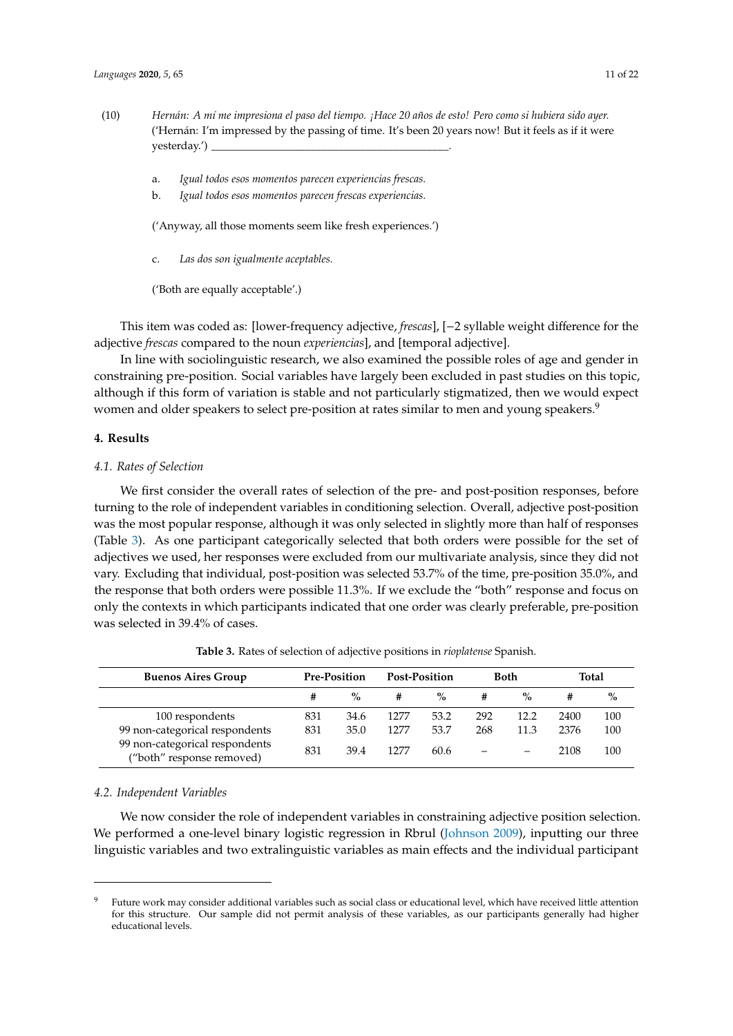(10) *Hernán: A mí me impresiona el paso del tiempo. ¡Hace 20 años de esto! Pero como si hubiera sido ayer.* ('Hernán: I'm impressed by the passing of time. It's been 20 years now! But it feels as if it were yesterday.') \_\_\_\_\_\_\_\_\_\_\_\_\_\_\_\_\_\_\_\_\_\_\_\_\_\_\_\_\_\_\_\_\_\_\_\_\_\_\_\_.

a. *Igual todos esos momentos parecen experiencias frescas.*
b. *Igual todos esos momentos parecen frescas experiencias.*

('Anyway, all those moments seem like fresh experiences.')

c. *Las dos son igualmente aceptables.*

('Both are equally acceptable'.)

This item was coded as: [lower-frequency adjective, *frescas*], [−2 syllable weight difference for the adjective *frescas* compared to the noun *experiencias*], and [temporal adjective].

In line with sociolinguistic research, we also examined the possible roles of age and gender in constraining pre-position. Social variables have largely been excluded in past studies on this topic, although if this form of variation is stable and not particularly stigmatized, then we would expect women and older speakers to select pre-position at rates similar to men and young speakers.[9]

## 4. Results

### 4.1. Rates of Selection

We first consider the overall rates of selection of the pre- and post-position responses, before turning to the role of independent variables in conditioning selection. Overall, adjective post-position was the most popular response, although it was only selected in slightly more than half of responses (Table 3). As one participant categorically selected that both orders were possible for the set of adjectives we used, her responses were excluded from our multivariate analysis, since they did not vary. Excluding that individual, post-position was selected 53.7% of the time, pre-position 35.0%, and the response that both orders were possible 11.3%. If we exclude the "both" response and focus on only the contexts in which participants indicated that one order was clearly preferable, pre-position was selected in 39.4% of cases.

**Table 3.** Rates of selection of adjective positions in *rioplatense* Spanish.

| Buenos Aires Group | Pre-Position | | Post-Position | | Both | | Total | |
|---|---|---|---|---|---|---|---|---|
| | # | % | # | % | # | % | # | % |
| 100 respondents | 831 | 34.6 | 1277 | 53.2 | 292 | 12.2 | 2400 | 100 |
| 99 non-categorical respondents | 831 | 35.0 | 1277 | 53.7 | 268 | 11.3 | 2376 | 100 |
| 99 non-categorical respondents ("both" response removed) | 831 | 39.4 | 1277 | 60.6 | – | – | 2108 | 100 |

### 4.2. Independent Variables

We now consider the role of independent variables in constraining adjective position selection. We performed a one-level binary logistic regression in Rbrul (Johnson 2009), inputting our three linguistic variables and two extralinguistic variables as main effects and the individual participant

[9] Future work may consider additional variables such as social class or educational level, which have received little attention for this structure. Our sample did not permit analysis of these variables, as our participants generally had higher educational levels.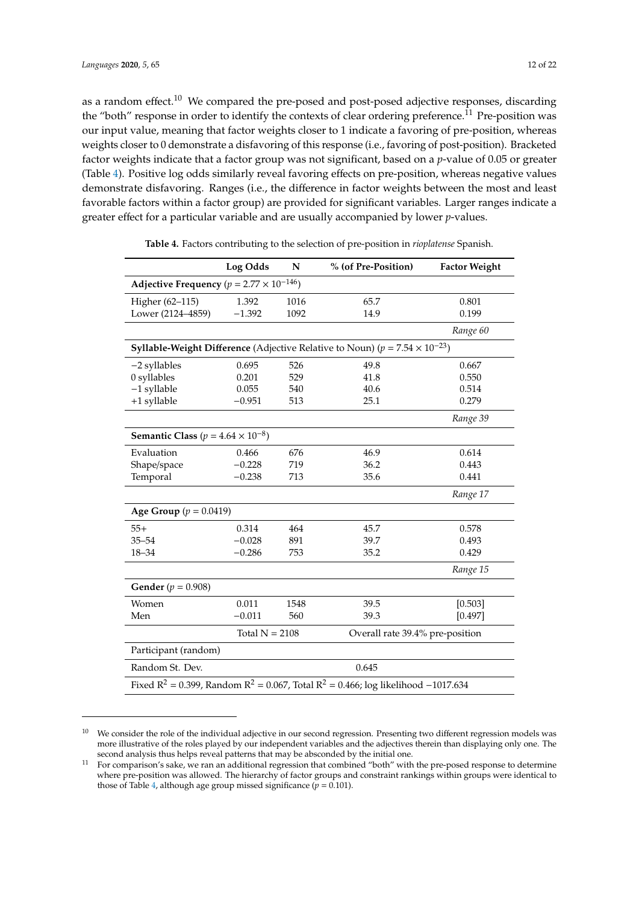as a random effect.[10] We compared the pre-posed and post-posed adjective responses, discarding the "both" response in order to identify the contexts of clear ordering preference.[11] Pre-position was our input value, meaning that factor weights closer to 1 indicate a favoring of pre-position, whereas weights closer to 0 demonstrate a disfavoring of this response (i.e., favoring of post-position). Bracketed factor weights indicate that a factor group was not significant, based on a *p*-value of 0.05 or greater (Table 4). Positive log odds similarly reveal favoring effects on pre-position, whereas negative values demonstrate disfavoring. Ranges (i.e., the difference in factor weights between the most and least favorable factors within a factor group) are provided for significant variables. Larger ranges indicate a greater effect for a particular variable and are usually accompanied by lower *p*-values.

**Table 4.** Factors contributing to the selection of pre-position in *rioplatense* Spanish.

| | Log Odds | N | % (of Pre-Position) | Factor Weight |
|---|---|---|---|---|
| **Adjective Frequency** ($p = 2.77 \times 10^{-146}$) | | | | |
| Higher (62–115) | 1.392 | 1016 | 65.7 | 0.801 |
| Lower (2124–4859) | −1.392 | 1092 | 14.9 | 0.199 |
| | | | | *Range 60* |
| **Syllable-Weight Difference** (Adjective Relative to Noun) ($p = 7.54 \times 10^{-23}$) | | | | |
| −2 syllables | 0.695 | 526 | 49.8 | 0.667 |
| 0 syllables | 0.201 | 529 | 41.8 | 0.550 |
| −1 syllable | 0.055 | 540 | 40.6 | 0.514 |
| +1 syllable | −0.951 | 513 | 25.1 | 0.279 |
| | | | | *Range 39* |
| **Semantic Class** ($p = 4.64 \times 10^{-8}$) | | | | |
| Evaluation | 0.466 | 676 | 46.9 | 0.614 |
| Shape/space | −0.228 | 719 | 36.2 | 0.443 |
| Temporal | −0.238 | 713 | 35.6 | 0.441 |
| | | | | *Range 17* |
| **Age Group** ($p = 0.0419$) | | | | |
| 55+ | 0.314 | 464 | 45.7 | 0.578 |
| 35–54 | −0.028 | 891 | 39.7 | 0.493 |
| 18–34 | −0.286 | 753 | 35.2 | 0.429 |
| | | | | *Range 15* |
| **Gender** ($p = 0.908$) | | | | |
| Women | 0.011 | 1548 | 39.5 | [0.503] |
| Men | −0.011 | 560 | 39.3 | [0.497] |
| | Total N = 2108 | | Overall rate 39.4% pre-position | |
| Participant (random) | | | | |
| Random St. Dev. | | | 0.645 | |
| Fixed $R^2$ = 0.399, Random $R^2$ = 0.067, Total $R^2$ = 0.466; log likelihood −1017.634 | | | | |

[10] We consider the role of the individual adjective in our second regression. Presenting two different regression models was more illustrative of the roles played by our independent variables and the adjectives therein than displaying only one. The second analysis thus helps reveal patterns that may be absconded by the initial one.

[11] For comparison's sake, we ran an additional regression that combined "both" with the pre-posed response to determine where pre-position was allowed. The hierarchy of factor groups and constraint rankings within groups were identical to those of Table 4, although age group missed significance ($p = 0.101$).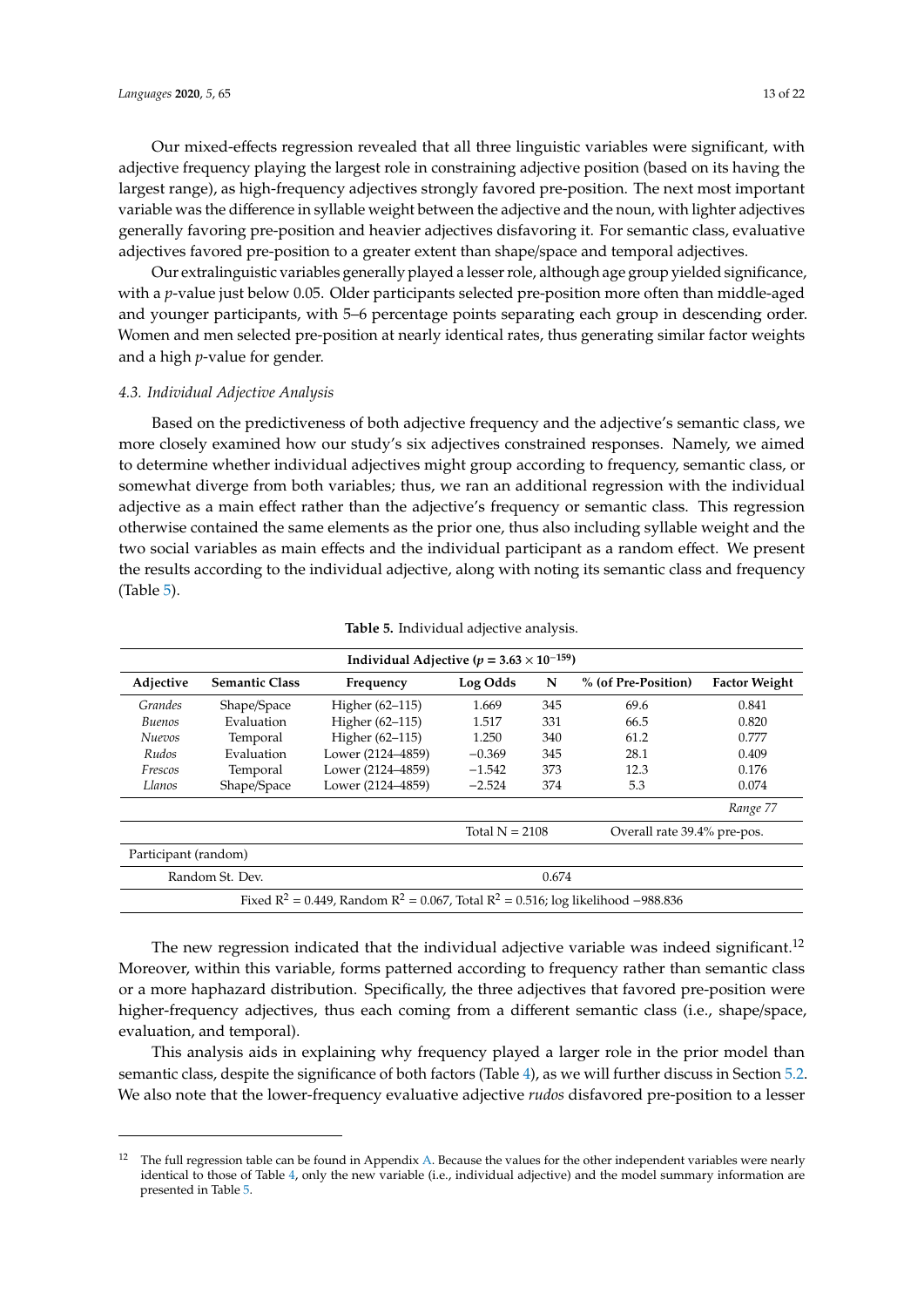Our mixed-effects regression revealed that all three linguistic variables were significant, with adjective frequency playing the largest role in constraining adjective position (based on its having the largest range), as high-frequency adjectives strongly favored pre-position. The next most important variable was the difference in syllable weight between the adjective and the noun, with lighter adjectives generally favoring pre-position and heavier adjectives disfavoring it. For semantic class, evaluative adjectives favored pre-position to a greater extent than shape/space and temporal adjectives.

Our extralinguistic variables generally played a lesser role, although age group yielded significance, with a *p*-value just below 0.05. Older participants selected pre-position more often than middle-aged and younger participants, with 5–6 percentage points separating each group in descending order. Women and men selected pre-position at nearly identical rates, thus generating similar factor weights and a high *p*-value for gender.

### 4.3. Individual Adjective Analysis

Based on the predictiveness of both adjective frequency and the adjective's semantic class, we more closely examined how our study's six adjectives constrained responses. Namely, we aimed to determine whether individual adjectives might group according to frequency, semantic class, or somewhat diverge from both variables; thus, we ran an additional regression with the individual adjective as a main effect rather than the adjective's frequency or semantic class. This regression otherwise contained the same elements as the prior one, thus also including syllable weight and the two social variables as main effects and the individual participant as a random effect. We present the results according to the individual adjective, along with noting its semantic class and frequency (Table 5).

**Table 5.** Individual adjective analysis.

| **Individual Adjective ($p = 3.63 \times 10^{-159}$)** | | | | | | |
|---|---|---|---|---|---|---|
| **Adjective** | **Semantic Class** | **Frequency** | **Log Odds** | **N** | **% (of Pre-Position)** | **Factor Weight** |
| *Grandes* | Shape/Space | Higher (62–115) | 1.669 | 345 | 69.6 | 0.841 |
| *Buenos* | Evaluation | Higher (62–115) | 1.517 | 331 | 66.5 | 0.820 |
| *Nuevos* | Temporal | Higher (62–115) | 1.250 | 340 | 61.2 | 0.777 |
| *Rudos* | Evaluation | Lower (2124–4859) | −0.369 | 345 | 28.1 | 0.409 |
| *Frescos* | Temporal | Lower (2124–4859) | −1.542 | 373 | 12.3 | 0.176 |
| *Llanos* | Shape/Space | Lower (2124–4859) | −2.524 | 374 | 5.3 | 0.074 |
| | | | | | | *Range 77* |
| | | | Total N = 2108 | | Overall rate 39.4% pre-pos. | |
| Participant (random) | | | | | | |
| Random St. Dev. | | | | 0.674 | | |
| Fixed $R^2$ = 0.449, Random $R^2$ = 0.067, Total $R^2$ = 0.516; log likelihood −988.836 | | | | | | |

The new regression indicated that the individual adjective variable was indeed significant.[12] Moreover, within this variable, forms patterned according to frequency rather than semantic class or a more haphazard distribution. Specifically, the three adjectives that favored pre-position were higher-frequency adjectives, thus each coming from a different semantic class (i.e., shape/space, evaluation, and temporal).

This analysis aids in explaining why frequency played a larger role in the prior model than semantic class, despite the significance of both factors (Table 4), as we will further discuss in Section 5.2. We also note that the lower-frequency evaluative adjective *rudos* disfavored pre-position to a lesser

[12] The full regression table can be found in Appendix A. Because the values for the other independent variables were nearly identical to those of Table 4, only the new variable (i.e., individual adjective) and the model summary information are presented in Table 5.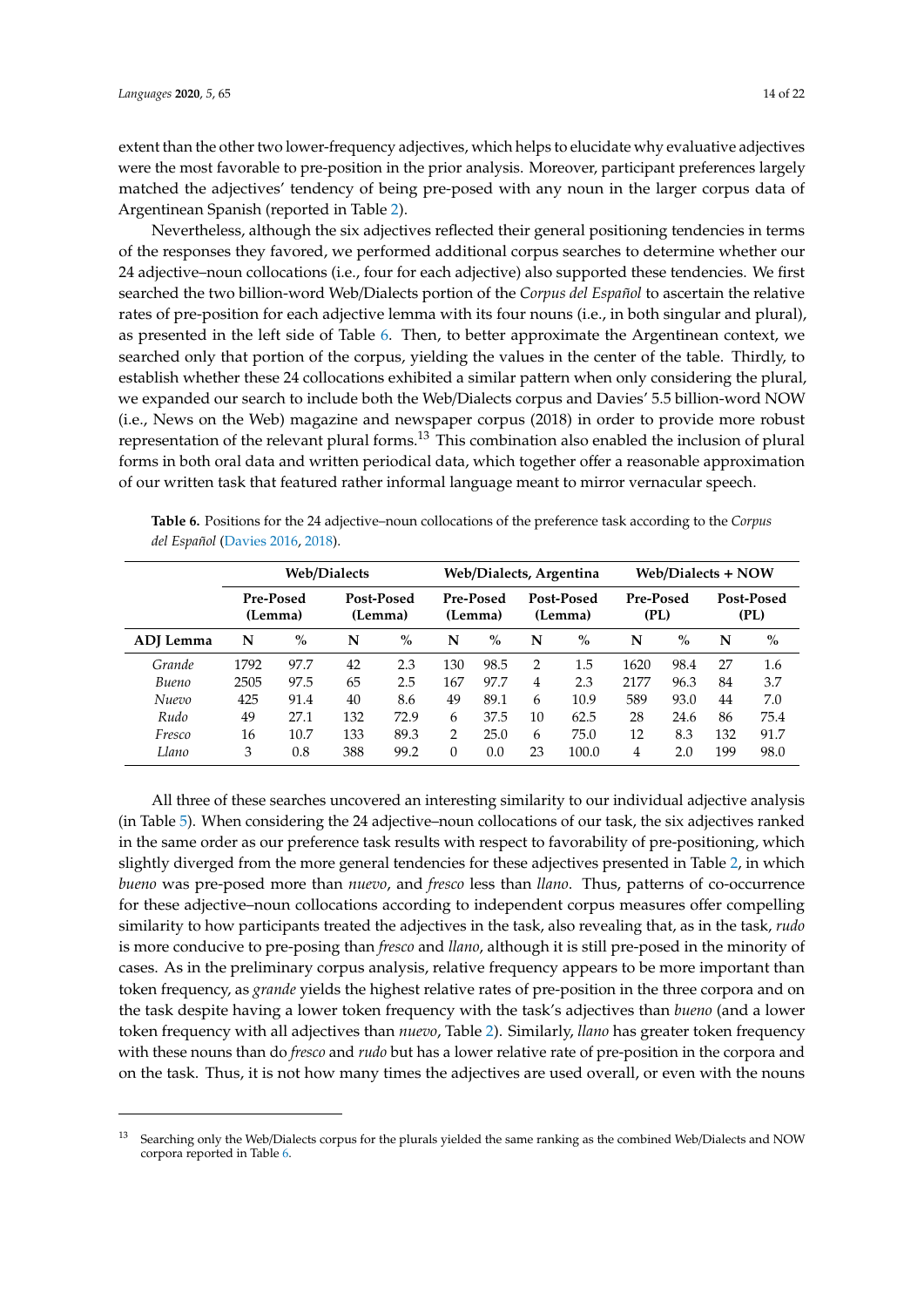extent than the other two lower-frequency adjectives, which helps to elucidate why evaluative adjectives were the most favorable to pre-position in the prior analysis. Moreover, participant preferences largely matched the adjectives' tendency of being pre-posed with any noun in the larger corpus data of Argentinean Spanish (reported in Table 2).

Nevertheless, although the six adjectives reflected their general positioning tendencies in terms of the responses they favored, we performed additional corpus searches to determine whether our 24 adjective–noun collocations (i.e., four for each adjective) also supported these tendencies. We first searched the two billion-word Web/Dialects portion of the *Corpus del Español* to ascertain the relative rates of pre-position for each adjective lemma with its four nouns (i.e., in both singular and plural), as presented in the left side of Table 6. Then, to better approximate the Argentinean context, we searched only that portion of the corpus, yielding the values in the center of the table. Thirdly, to establish whether these 24 collocations exhibited a similar pattern when only considering the plural, we expanded our search to include both the Web/Dialects corpus and Davies' 5.5 billion-word NOW (i.e., News on the Web) magazine and newspaper corpus (2018) in order to provide more robust representation of the relevant plural forms.[13] This combination also enabled the inclusion of plural forms in both oral data and written periodical data, which together offer a reasonable approximation of our written task that featured rather informal language meant to mirror vernacular speech.

**Table 6.** Positions for the 24 adjective–noun collocations of the preference task according to the *Corpus del Español* (Davies 2016, 2018).

| | Web/Dialects | | | | Web/Dialects, Argentina | | | | Web/Dialects + NOW | | | |
|---|---|---|---|---|---|---|---|---|---|---|---|---|
| | Pre-Posed (Lemma) | | Post-Posed (Lemma) | | Pre-Posed (Lemma) | | Post-Posed (Lemma) | | Pre-Posed (PL) | | Post-Posed (PL) | |
| **ADJ Lemma** | **N** | **%** | **N** | **%** | **N** | **%** | **N** | **%** | **N** | **%** | **N** | **%** |
| *Grande* | 1792 | 97.7 | 42 | 2.3 | 130 | 98.5 | 2 | 1.5 | 1620 | 98.4 | 27 | 1.6 |
| *Bueno* | 2505 | 97.5 | 65 | 2.5 | 167 | 97.7 | 4 | 2.3 | 2177 | 96.3 | 84 | 3.7 |
| *Nuevo* | 425 | 91.4 | 40 | 8.6 | 49 | 89.1 | 6 | 10.9 | 589 | 93.0 | 44 | 7.0 |
| *Rudo* | 49 | 27.1 | 132 | 72.9 | 6 | 37.5 | 10 | 62.5 | 28 | 24.6 | 86 | 75.4 |
| *Fresco* | 16 | 10.7 | 133 | 89.3 | 2 | 25.0 | 6 | 75.0 | 12 | 8.3 | 132 | 91.7 |
| *Llano* | 3 | 0.8 | 388 | 99.2 | 0 | 0.0 | 23 | 100.0 | 4 | 2.0 | 199 | 98.0 |

All three of these searches uncovered an interesting similarity to our individual adjective analysis (in Table 5). When considering the 24 adjective–noun collocations of our task, the six adjectives ranked in the same order as our preference task results with respect to favorability of pre-positioning, which slightly diverged from the more general tendencies for these adjectives presented in Table 2, in which *bueno* was pre-posed more than *nuevo*, and *fresco* less than *llano*. Thus, patterns of co-occurrence for these adjective–noun collocations according to independent corpus measures offer compelling similarity to how participants treated the adjectives in the task, also revealing that, as in the task, *rudo* is more conducive to pre-posing than *fresco* and *llano*, although it is still pre-posed in the minority of cases. As in the preliminary corpus analysis, relative frequency appears to be more important than token frequency, as *grande* yields the highest relative rates of pre-position in the three corpora and on the task despite having a lower token frequency with the task's adjectives than *bueno* (and a lower token frequency with all adjectives than *nuevo*, Table 2). Similarly, *llano* has greater token frequency with these nouns than do *fresco* and *rudo* but has a lower relative rate of pre-position in the corpora and on the task. Thus, it is not how many times the adjectives are used overall, or even with the nouns

[13] Searching only the Web/Dialects corpus for the plurals yielded the same ranking as the combined Web/Dialects and NOW corpora reported in Table 6.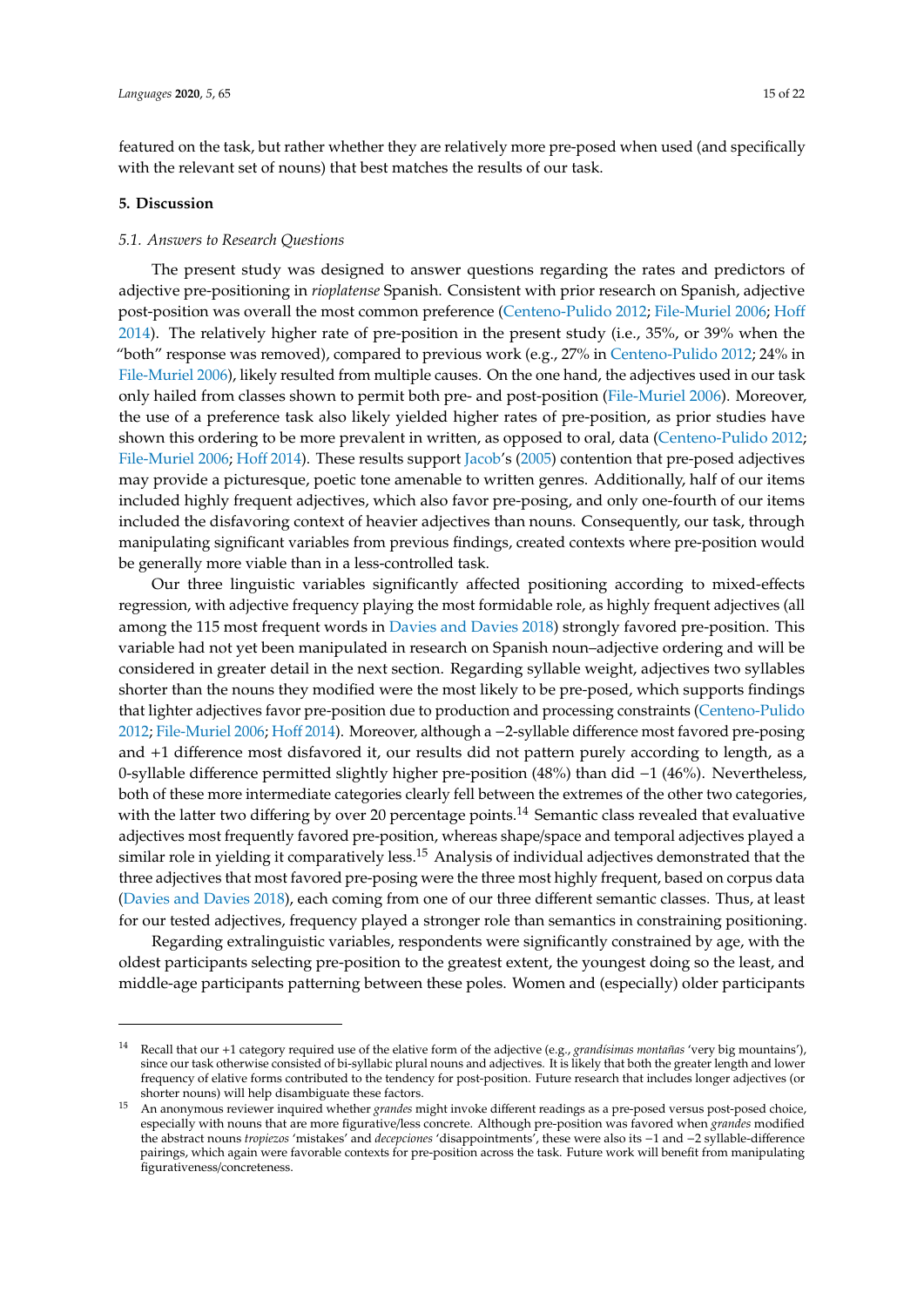featured on the task, but rather whether they are relatively more pre-posed when used (and specifically with the relevant set of nouns) that best matches the results of our task.

## 5. Discussion

### 5.1. Answers to Research Questions

The present study was designed to answer questions regarding the rates and predictors of adjective pre-positioning in *rioplatense* Spanish. Consistent with prior research on Spanish, adjective post-position was overall the most common preference (Centeno-Pulido 2012; File-Muriel 2006; Hoff 2014). The relatively higher rate of pre-position in the present study (i.e., 35%, or 39% when the "both" response was removed), compared to previous work (e.g., 27% in Centeno-Pulido 2012; 24% in File-Muriel 2006), likely resulted from multiple causes. On the one hand, the adjectives used in our task only hailed from classes shown to permit both pre- and post-position (File-Muriel 2006). Moreover, the use of a preference task also likely yielded higher rates of pre-position, as prior studies have shown this ordering to be more prevalent in written, as opposed to oral, data (Centeno-Pulido 2012; File-Muriel 2006; Hoff 2014). These results support Jacob's (2005) contention that pre-posed adjectives may provide a picturesque, poetic tone amenable to written genres. Additionally, half of our items included highly frequent adjectives, which also favor pre-posing, and only one-fourth of our items included the disfavoring context of heavier adjectives than nouns. Consequently, our task, through manipulating significant variables from previous findings, created contexts where pre-position would be generally more viable than in a less-controlled task.

Our three linguistic variables significantly affected positioning according to mixed-effects regression, with adjective frequency playing the most formidable role, as highly frequent adjectives (all among the 115 most frequent words in Davies and Davies 2018) strongly favored pre-position. This variable had not yet been manipulated in research on Spanish noun–adjective ordering and will be considered in greater detail in the next section. Regarding syllable weight, adjectives two syllables shorter than the nouns they modified were the most likely to be pre-posed, which supports findings that lighter adjectives favor pre-position due to production and processing constraints (Centeno-Pulido 2012; File-Muriel 2006; Hoff 2014). Moreover, although a −2-syllable difference most favored pre-posing and +1 difference most disfavored it, our results did not pattern purely according to length, as a 0-syllable difference permitted slightly higher pre-position (48%) than did −1 (46%). Nevertheless, both of these more intermediate categories clearly fell between the extremes of the other two categories, with the latter two differing by over 20 percentage points.[14] Semantic class revealed that evaluative adjectives most frequently favored pre-position, whereas shape/space and temporal adjectives played a similar role in yielding it comparatively less.[15] Analysis of individual adjectives demonstrated that the three adjectives that most favored pre-posing were the three most highly frequent, based on corpus data (Davies and Davies 2018), each coming from one of our three different semantic classes. Thus, at least for our tested adjectives, frequency played a stronger role than semantics in constraining positioning.

Regarding extralinguistic variables, respondents were significantly constrained by age, with the oldest participants selecting pre-position to the greatest extent, the youngest doing so the least, and middle-age participants patterning between these poles. Women and (especially) older participants

---

[14] Recall that our +1 category required use of the elative form of the adjective (e.g., *grandísimas montañas* 'very big mountains'), since our task otherwise consisted of bi-syllabic plural nouns and adjectives. It is likely that both the greater length and lower frequency of elative forms contributed to the tendency for post-position. Future research that includes longer adjectives (or shorter nouns) will help disambiguate these factors.

[15] An anonymous reviewer inquired whether *grandes* might invoke different readings as a pre-posed versus post-posed choice, especially with nouns that are more figurative/less concrete. Although pre-position was favored when *grandes* modified the abstract nouns *tropiezos* 'mistakes' and *decepciones* 'disappointments', these were also its −1 and −2 syllable-difference pairings, which again were favorable contexts for pre-position across the task. Future work will benefit from manipulating figurativeness/concreteness.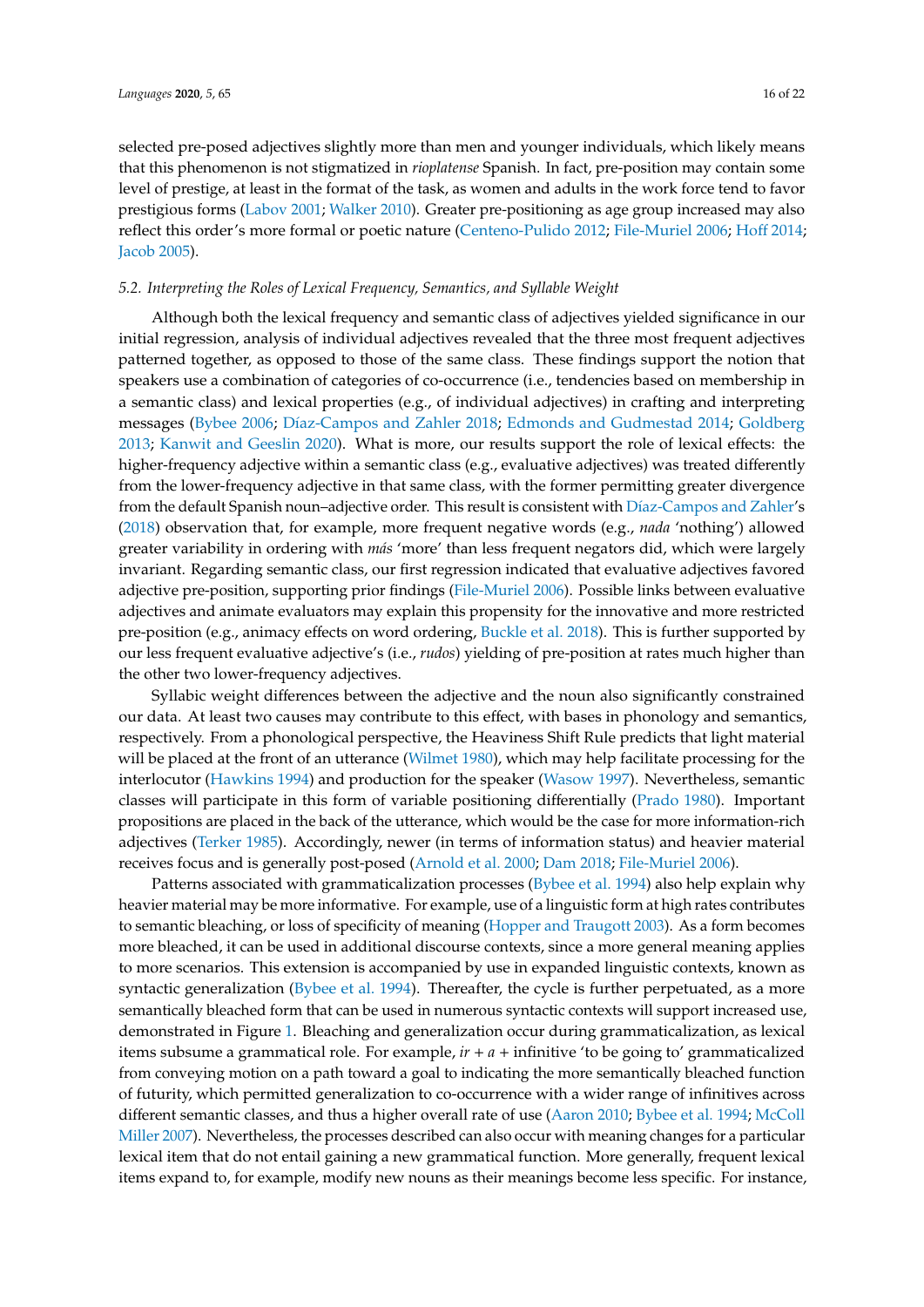selected pre-posed adjectives slightly more than men and younger individuals, which likely means that this phenomenon is not stigmatized in *rioplatense* Spanish. In fact, pre-position may contain some level of prestige, at least in the format of the task, as women and adults in the work force tend to favor prestigious forms (Labov 2001; Walker 2010). Greater pre-positioning as age group increased may also reflect this order's more formal or poetic nature (Centeno-Pulido 2012; File-Muriel 2006; Hoff 2014; Jacob 2005).

### *5.2. Interpreting the Roles of Lexical Frequency, Semantics, and Syllable Weight*

Although both the lexical frequency and semantic class of adjectives yielded significance in our initial regression, analysis of individual adjectives revealed that the three most frequent adjectives patterned together, as opposed to those of the same class. These findings support the notion that speakers use a combination of categories of co-occurrence (i.e., tendencies based on membership in a semantic class) and lexical properties (e.g., of individual adjectives) in crafting and interpreting messages (Bybee 2006; Díaz-Campos and Zahler 2018; Edmonds and Gudmestad 2014; Goldberg 2013; Kanwit and Geeslin 2020). What is more, our results support the role of lexical effects: the higher-frequency adjective within a semantic class (e.g., evaluative adjectives) was treated differently from the lower-frequency adjective in that same class, with the former permitting greater divergence from the default Spanish noun–adjective order. This result is consistent with Díaz-Campos and Zahler's (2018) observation that, for example, more frequent negative words (e.g., *nada* 'nothing') allowed greater variability in ordering with *más* 'more' than less frequent negators did, which were largely invariant. Regarding semantic class, our first regression indicated that evaluative adjectives favored adjective pre-position, supporting prior findings (File-Muriel 2006). Possible links between evaluative adjectives and animate evaluators may explain this propensity for the innovative and more restricted pre-position (e.g., animacy effects on word ordering, Buckle et al. 2018). This is further supported by our less frequent evaluative adjective's (i.e., *rudos*) yielding of pre-position at rates much higher than the other two lower-frequency adjectives.

Syllabic weight differences between the adjective and the noun also significantly constrained our data. At least two causes may contribute to this effect, with bases in phonology and semantics, respectively. From a phonological perspective, the Heaviness Shift Rule predicts that light material will be placed at the front of an utterance (Wilmet 1980), which may help facilitate processing for the interlocutor (Hawkins 1994) and production for the speaker (Wasow 1997). Nevertheless, semantic classes will participate in this form of variable positioning differentially (Prado 1980). Important propositions are placed in the back of the utterance, which would be the case for more information-rich adjectives (Terker 1985). Accordingly, newer (in terms of information status) and heavier material receives focus and is generally post-posed (Arnold et al. 2000; Dam 2018; File-Muriel 2006).

Patterns associated with grammaticalization processes (Bybee et al. 1994) also help explain why heavier material may be more informative. For example, use of a linguistic form at high rates contributes to semantic bleaching, or loss of specificity of meaning (Hopper and Traugott 2003). As a form becomes more bleached, it can be used in additional discourse contexts, since a more general meaning applies to more scenarios. This extension is accompanied by use in expanded linguistic contexts, known as syntactic generalization (Bybee et al. 1994). Thereafter, the cycle is further perpetuated, as a more semantically bleached form that can be used in numerous syntactic contexts will support increased use, demonstrated in Figure 1. Bleaching and generalization occur during grammaticalization, as lexical items subsume a grammatical role. For example, *ir* + *a* + infinitive 'to be going to' grammaticalized from conveying motion on a path toward a goal to indicating the more semantically bleached function of futurity, which permitted generalization to co-occurrence with a wider range of infinitives across different semantic classes, and thus a higher overall rate of use (Aaron 2010; Bybee et al. 1994; McColl Miller 2007). Nevertheless, the processes described can also occur with meaning changes for a particular lexical item that do not entail gaining a new grammatical function. More generally, frequent lexical items expand to, for example, modify new nouns as their meanings become less specific. For instance,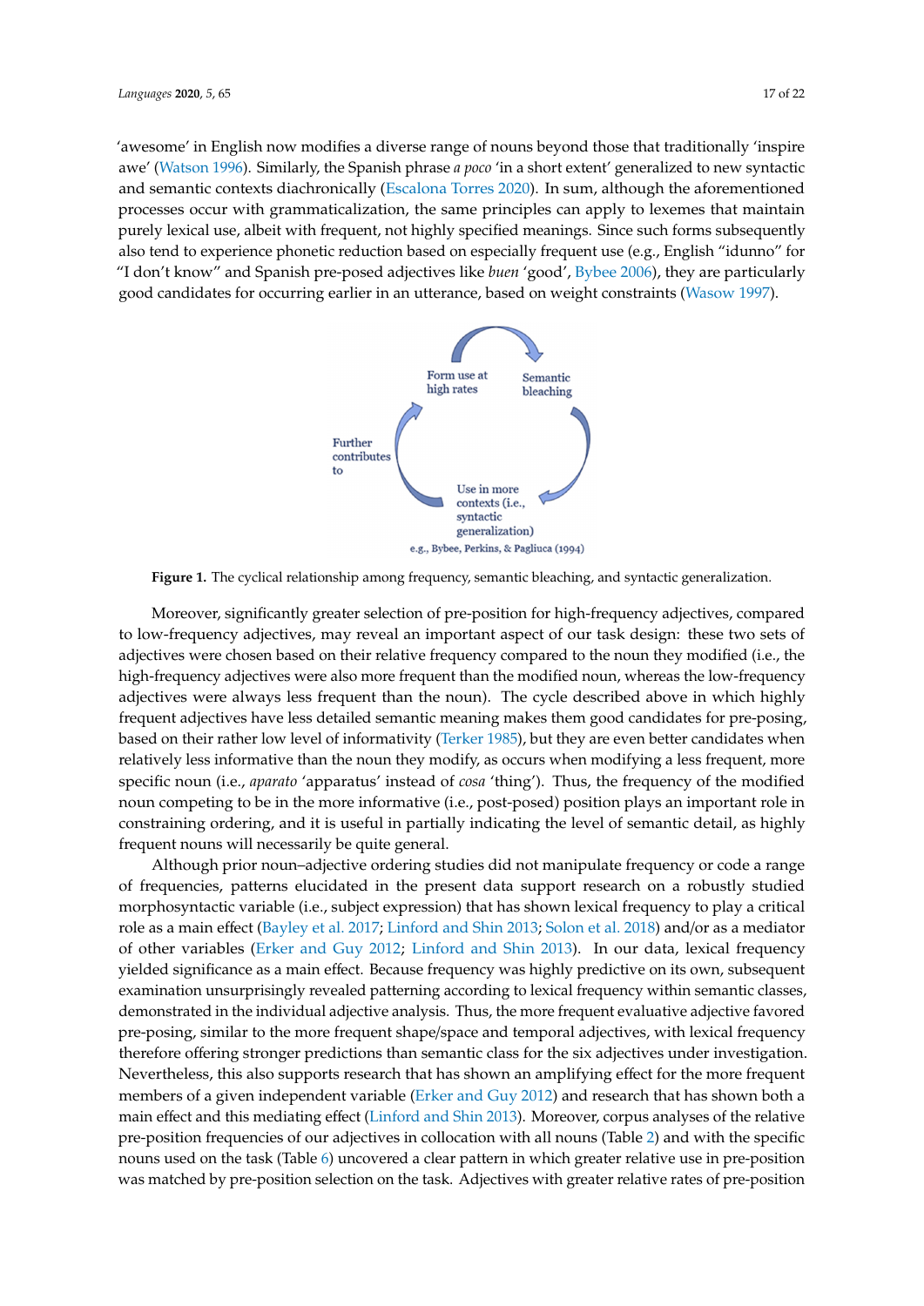'awesome' in English now modifies a diverse range of nouns beyond those that traditionally 'inspire awe' (Watson 1996). Similarly, the Spanish phrase *a poco* 'in a short extent' generalized to new syntactic and semantic contexts diachronically (Escalona Torres 2020). In sum, although the aforementioned processes occur with grammaticalization, the same principles can apply to lexemes that maintain purely lexical use, albeit with frequent, not highly specified meanings. Since such forms subsequently also tend to experience phonetic reduction based on especially frequent use (e.g., English "idunno" for "I don't know" and Spanish pre-posed adjectives like *buen* 'good', Bybee 2006), they are particularly good candidates for occurring earlier in an utterance, based on weight constraints (Wasow 1997).

Form use at high rates → Semantic bleaching → Use in more contexts (i.e., syntactic generalization) → Further contributes to → Form use at high rates

e.g., Bybee, Perkins, & Pagliuca (1994)

**Figure 1.** The cyclical relationship among frequency, semantic bleaching, and syntactic generalization.

Moreover, significantly greater selection of pre-position for high-frequency adjectives, compared to low-frequency adjectives, may reveal an important aspect of our task design: these two sets of adjectives were chosen based on their relative frequency compared to the noun they modified (i.e., the high-frequency adjectives were also more frequent than the modified noun, whereas the low-frequency adjectives were always less frequent than the noun). The cycle described above in which highly frequent adjectives have less detailed semantic meaning makes them good candidates for pre-posing, based on their rather low level of informativity (Terker 1985), but they are even better candidates when relatively less informative than the noun they modify, as occurs when modifying a less frequent, more specific noun (i.e., *aparato* 'apparatus' instead of *cosa* 'thing'). Thus, the frequency of the modified noun competing to be in the more informative (i.e., post-posed) position plays an important role in constraining ordering, and it is useful in partially indicating the level of semantic detail, as highly frequent nouns will necessarily be quite general.

Although prior noun–adjective ordering studies did not manipulate frequency or code a range of frequencies, patterns elucidated in the present data support research on a robustly studied morphosyntactic variable (i.e., subject expression) that has shown lexical frequency to play a critical role as a main effect (Bayley et al. 2017; Linford and Shin 2013; Solon et al. 2018) and/or as a mediator of other variables (Erker and Guy 2012; Linford and Shin 2013). In our data, lexical frequency yielded significance as a main effect. Because frequency was highly predictive on its own, subsequent examination unsurprisingly revealed patterning according to lexical frequency within semantic classes, demonstrated in the individual adjective analysis. Thus, the more frequent evaluative adjective favored pre-posing, similar to the more frequent shape/space and temporal adjectives, with lexical frequency therefore offering stronger predictions than semantic class for the six adjectives under investigation. Nevertheless, this also supports research that has shown an amplifying effect for the more frequent members of a given independent variable (Erker and Guy 2012) and research that has shown both a main effect and this mediating effect (Linford and Shin 2013). Moreover, corpus analyses of the relative pre-position frequencies of our adjectives in collocation with all nouns (Table 2) and with the specific nouns used on the task (Table 6) uncovered a clear pattern in which greater relative use in pre-position was matched by pre-position selection on the task. Adjectives with greater relative rates of pre-position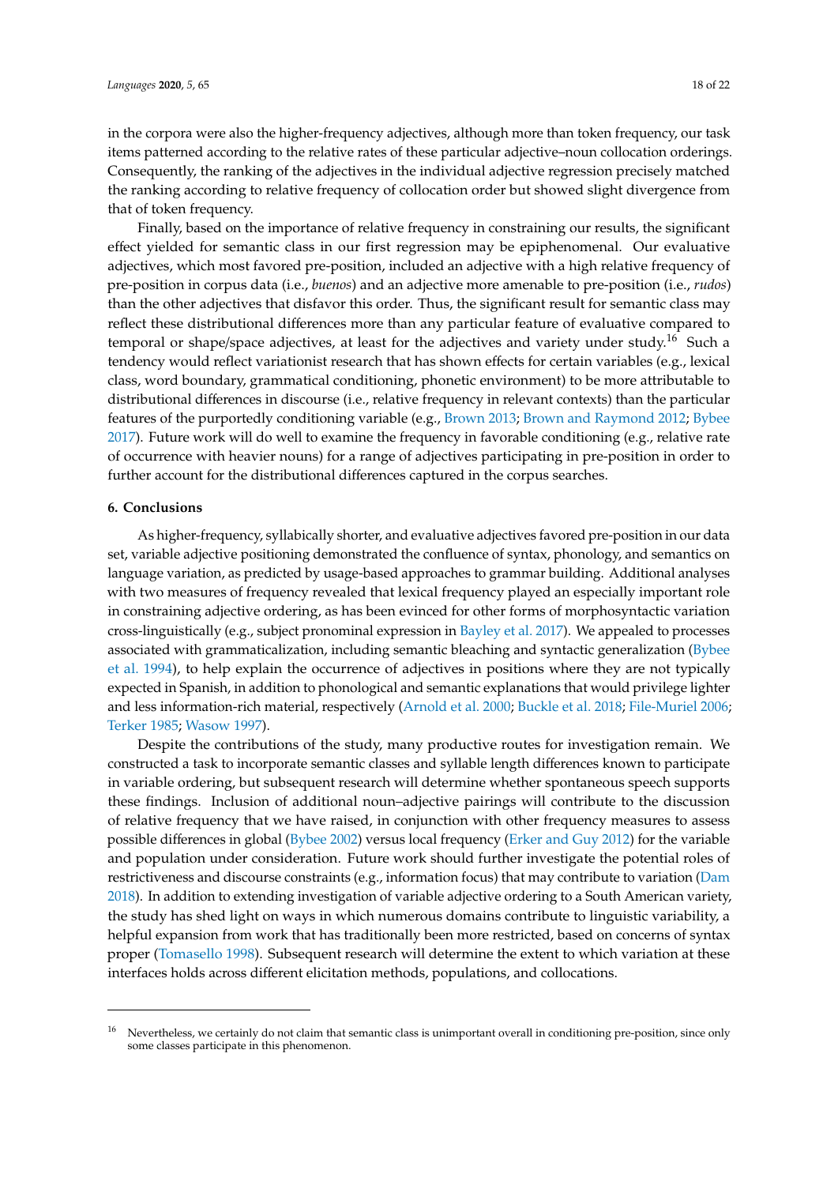in the corpora were also the higher-frequency adjectives, although more than token frequency, our task items patterned according to the relative rates of these particular adjective–noun collocation orderings. Consequently, the ranking of the adjectives in the individual adjective regression precisely matched the ranking according to relative frequency of collocation order but showed slight divergence from that of token frequency.

Finally, based on the importance of relative frequency in constraining our results, the significant effect yielded for semantic class in our first regression may be epiphenomenal. Our evaluative adjectives, which most favored pre-position, included an adjective with a high relative frequency of pre-position in corpus data (i.e., *buenos*) and an adjective more amenable to pre-position (i.e., *rudos*) than the other adjectives that disfavor this order. Thus, the significant result for semantic class may reflect these distributional differences more than any particular feature of evaluative compared to temporal or shape/space adjectives, at least for the adjectives and variety under study.[16] Such a tendency would reflect variationist research that has shown effects for certain variables (e.g., lexical class, word boundary, grammatical conditioning, phonetic environment) to be more attributable to distributional differences in discourse (i.e., relative frequency in relevant contexts) than the particular features of the purportedly conditioning variable (e.g., Brown 2013; Brown and Raymond 2012; Bybee 2017). Future work will do well to examine the frequency in favorable conditioning (e.g., relative rate of occurrence with heavier nouns) for a range of adjectives participating in pre-position in order to further account for the distributional differences captured in the corpus searches.

## 6. Conclusions

As higher-frequency, syllabically shorter, and evaluative adjectives favored pre-position in our data set, variable adjective positioning demonstrated the confluence of syntax, phonology, and semantics on language variation, as predicted by usage-based approaches to grammar building. Additional analyses with two measures of frequency revealed that lexical frequency played an especially important role in constraining adjective ordering, as has been evinced for other forms of morphosyntactic variation cross-linguistically (e.g., subject pronominal expression in Bayley et al. 2017). We appealed to processes associated with grammaticalization, including semantic bleaching and syntactic generalization (Bybee et al. 1994), to help explain the occurrence of adjectives in positions where they are not typically expected in Spanish, in addition to phonological and semantic explanations that would privilege lighter and less information-rich material, respectively (Arnold et al. 2000; Buckle et al. 2018; File-Muriel 2006; Terker 1985; Wasow 1997).

Despite the contributions of the study, many productive routes for investigation remain. We constructed a task to incorporate semantic classes and syllable length differences known to participate in variable ordering, but subsequent research will determine whether spontaneous speech supports these findings. Inclusion of additional noun–adjective pairings will contribute to the discussion of relative frequency that we have raised, in conjunction with other frequency measures to assess possible differences in global (Bybee 2002) versus local frequency (Erker and Guy 2012) for the variable and population under consideration. Future work should further investigate the potential roles of restrictiveness and discourse constraints (e.g., information focus) that may contribute to variation (Dam 2018). In addition to extending investigation of variable adjective ordering to a South American variety, the study has shed light on ways in which numerous domains contribute to linguistic variability, a helpful expansion from work that has traditionally been more restricted, based on concerns of syntax proper (Tomasello 1998). Subsequent research will determine the extent to which variation at these interfaces holds across different elicitation methods, populations, and collocations.

---

[16] Nevertheless, we certainly do not claim that semantic class is unimportant overall in conditioning pre-position, since only some classes participate in this phenomenon.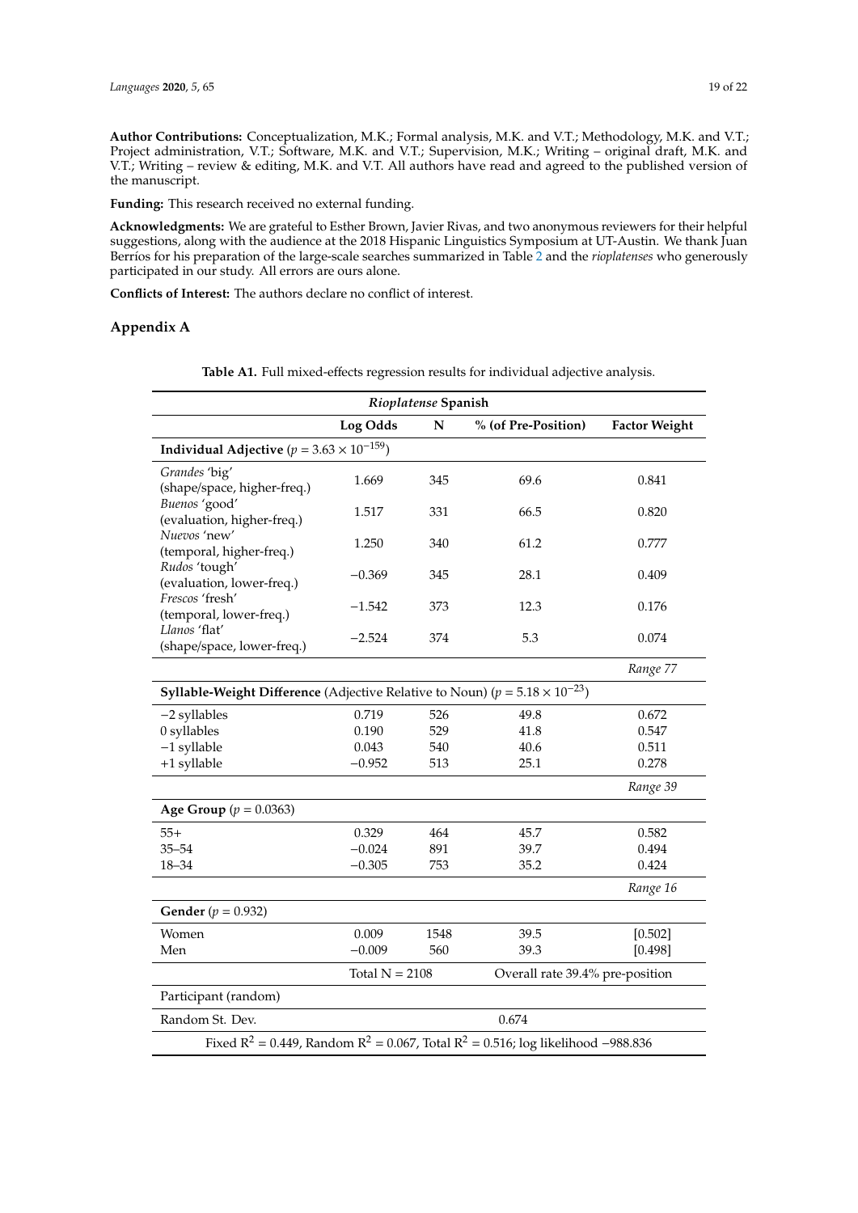**Author Contributions:** Conceptualization, M.K.; Formal analysis, M.K. and V.T.; Methodology, M.K. and V.T.; Project administration, V.T.; Software, M.K. and V.T.; Supervision, M.K.; Writing – original draft, M.K. and V.T.; Writing – review & editing, M.K. and V.T. All authors have read and agreed to the published version of the manuscript.

**Funding:** This research received no external funding.

**Acknowledgments:** We are grateful to Esther Brown, Javier Rivas, and two anonymous reviewers for their helpful suggestions, along with the audience at the 2018 Hispanic Linguistics Symposium at UT-Austin. We thank Juan Berríos for his preparation of the large-scale searches summarized in Table 2 and the *rioplatenses* who generously participated in our study. All errors are ours alone.

**Conflicts of Interest:** The authors declare no conflict of interest.

## Appendix A

**Table A1.** Full mixed-effects regression results for individual adjective analysis.

| *Rioplatense* Spanish | | | | |
|---|---|---|---|---|
| | **Log Odds** | **N** | **% (of Pre-Position)** | **Factor Weight** |
| **Individual Adjective** ($p = 3.63 \times 10^{-159}$) | | | | |
| *Grandes* 'big' (shape/space, higher-freq.) | 1.669 | 345 | 69.6 | 0.841 |
| *Buenos* 'good' (evaluation, higher-freq.) | 1.517 | 331 | 66.5 | 0.820 |
| *Nuevos* 'new' (temporal, higher-freq.) | 1.250 | 340 | 61.2 | 0.777 |
| *Rudos* 'tough' (evaluation, lower-freq.) | −0.369 | 345 | 28.1 | 0.409 |
| *Frescos* 'fresh' (temporal, lower-freq.) | −1.542 | 373 | 12.3 | 0.176 |
| *Llanos* 'flat' (shape/space, lower-freq.) | −2.524 | 374 | 5.3 | 0.074 |
| | | | | *Range 77* |
| **Syllable-Weight Difference** (Adjective Relative to Noun) ($p = 5.18 \times 10^{-23}$) | | | | |
| −2 syllables | 0.719 | 526 | 49.8 | 0.672 |
| 0 syllables | 0.190 | 529 | 41.8 | 0.547 |
| −1 syllable | 0.043 | 540 | 40.6 | 0.511 |
| +1 syllable | −0.952 | 513 | 25.1 | 0.278 |
| | | | | *Range 39* |
| **Age Group** ($p = 0.0363$) | | | | |
| 55+ | 0.329 | 464 | 45.7 | 0.582 |
| 35–54 | −0.024 | 891 | 39.7 | 0.494 |
| 18–34 | −0.305 | 753 | 35.2 | 0.424 |
| | | | | *Range 16* |
| **Gender** ($p = 0.932$) | | | | |
| Women | 0.009 | 1548 | 39.5 | [0.502] |
| Men | −0.009 | 560 | 39.3 | [0.498] |
| | Total N = 2108 | | Overall rate 39.4% pre-position | |
| Participant (random) | | | | |
| Random St. Dev. | | | 0.674 | |
| Fixed $R^2 = 0.449$, Random $R^2 = 0.067$, Total $R^2 = 0.516$; log likelihood −988.836 | | | | |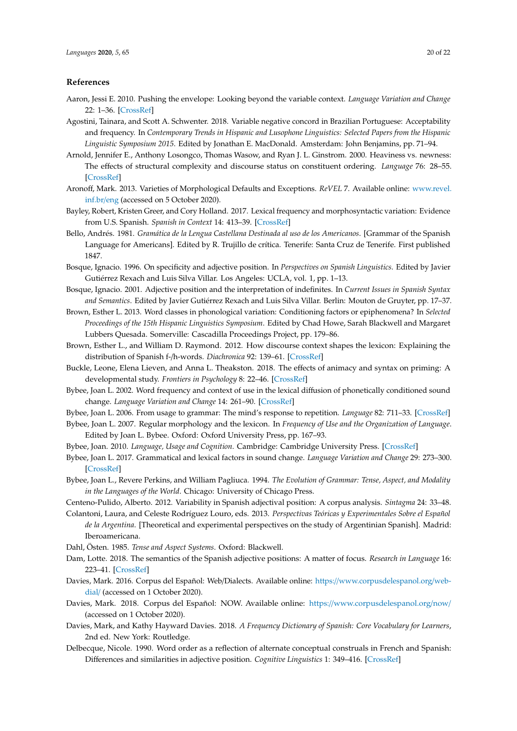## References

Aaron, Jessi E. 2010. Pushing the envelope: Looking beyond the variable context. *Language Variation and Change* 22: 1–36. [CrossRef]

Agostini, Tainara, and Scott A. Schwenter. 2018. Variable negative concord in Brazilian Portuguese: Acceptability and frequency. In *Contemporary Trends in Hispanic and Lusophone Linguistics: Selected Papers from the Hispanic Linguistic Symposium 2015*. Edited by Jonathan E. MacDonald. Amsterdam: John Benjamins, pp. 71–94.

Arnold, Jennifer E., Anthony Losongco, Thomas Wasow, and Ryan J. L. Ginstrom. 2000. Heaviness vs. newness: The effects of structural complexity and discourse status on constituent ordering. *Language* 76: 28–55. [CrossRef]

Aronoff, Mark. 2013. Varieties of Morphological Defaults and Exceptions. *ReVEL* 7. Available online: www.revel.inf.br/eng (accessed on 5 October 2020).

Bayley, Robert, Kristen Greer, and Cory Holland. 2017. Lexical frequency and morphosyntactic variation: Evidence from U.S. Spanish. *Spanish in Context* 14: 413–39. [CrossRef]

Bello, Andrés. 1981. *Gramática de la Lengua Castellana Destinada al uso de los Americanos*. [Grammar of the Spanish Language for Americans]. Edited by R. Trujillo de crítica. Tenerife: Santa Cruz de Tenerife. First published 1847.

Bosque, Ignacio. 1996. On specificity and adjective position. In *Perspectives on Spanish Linguistics*. Edited by Javier Gutiérrez Rexach and Luis Silva Villar. Los Angeles: UCLA, vol. 1, pp. 1–13.

Bosque, Ignacio. 2001. Adjective position and the interpretation of indefinites. In *Current Issues in Spanish Syntax and Semantics*. Edited by Javier Gutiérrez Rexach and Luis Silva Villar. Berlin: Mouton de Gruyter, pp. 17–37.

Brown, Esther L. 2013. Word classes in phonological variation: Conditioning factors or epiphenomena? In *Selected Proceedings of the 15th Hispanic Linguistics Symposium*. Edited by Chad Howe, Sarah Blackwell and Margaret Lubbers Quesada. Somerville: Cascadilla Proceedings Project, pp. 179–86.

Brown, Esther L., and William D. Raymond. 2012. How discourse context shapes the lexicon: Explaining the distribution of Spanish f-/h-words. *Diachronica* 92: 139–61. [CrossRef]

Buckle, Leone, Elena Lieven, and Anna L. Theakston. 2018. The effects of animacy and syntax on priming: A developmental study. *Frontiers in Psychology* 8: 22–46. [CrossRef]

Bybee, Joan L. 2002. Word frequency and context of use in the lexical diffusion of phonetically conditioned sound change. *Language Variation and Change* 14: 261–90. [CrossRef]

Bybee, Joan L. 2006. From usage to grammar: The mind's response to repetition. *Language* 82: 711–33. [CrossRef]

Bybee, Joan L. 2007. Regular morphology and the lexicon. In *Frequency of Use and the Organization of Language*. Edited by Joan L. Bybee. Oxford: Oxford University Press, pp. 167–93.

Bybee, Joan. 2010. *Language, Usage and Cognition*. Cambridge: Cambridge University Press. [CrossRef]

Bybee, Joan L. 2017. Grammatical and lexical factors in sound change. *Language Variation and Change* 29: 273–300. [CrossRef]

Bybee, Joan L., Revere Perkins, and William Pagliuca. 1994. *The Evolution of Grammar: Tense, Aspect, and Modality in the Languages of the World*. Chicago: University of Chicago Press.

Centeno-Pulido, Alberto. 2012. Variability in Spanish adjectival position: A corpus analysis. *Sintagma* 24: 33–48.

Colantoni, Laura, and Celeste Rodríguez Louro, eds. 2013. *Perspectivas Teóricas y Experimentales Sobre el Español de la Argentina*. [Theoretical and experimental perspectives on the study of Argentinian Spanish]. Madrid: Iberoamericana.

Dahl, Östen. 1985. *Tense and Aspect Systems*. Oxford: Blackwell.

Dam, Lotte. 2018. The semantics of the Spanish adjective positions: A matter of focus. *Research in Language* 16: 223–41. [CrossRef]

Davies, Mark. 2016. Corpus del Español: Web/Dialects. Available online: https://www.corpusdelespanol.org/web-dial/ (accessed on 1 October 2020).

Davies, Mark. 2018. Corpus del Español: NOW. Available online: https://www.corpusdelespanol.org/now/ (accessed on 1 October 2020).

Davies, Mark, and Kathy Hayward Davies. 2018. *A Frequency Dictionary of Spanish: Core Vocabulary for Learners*, 2nd ed. New York: Routledge.

Delbecque, Nicole. 1990. Word order as a reflection of alternate conceptual construals in French and Spanish: Differences and similarities in adjective position. *Cognitive Linguistics* 1: 349–416. [CrossRef]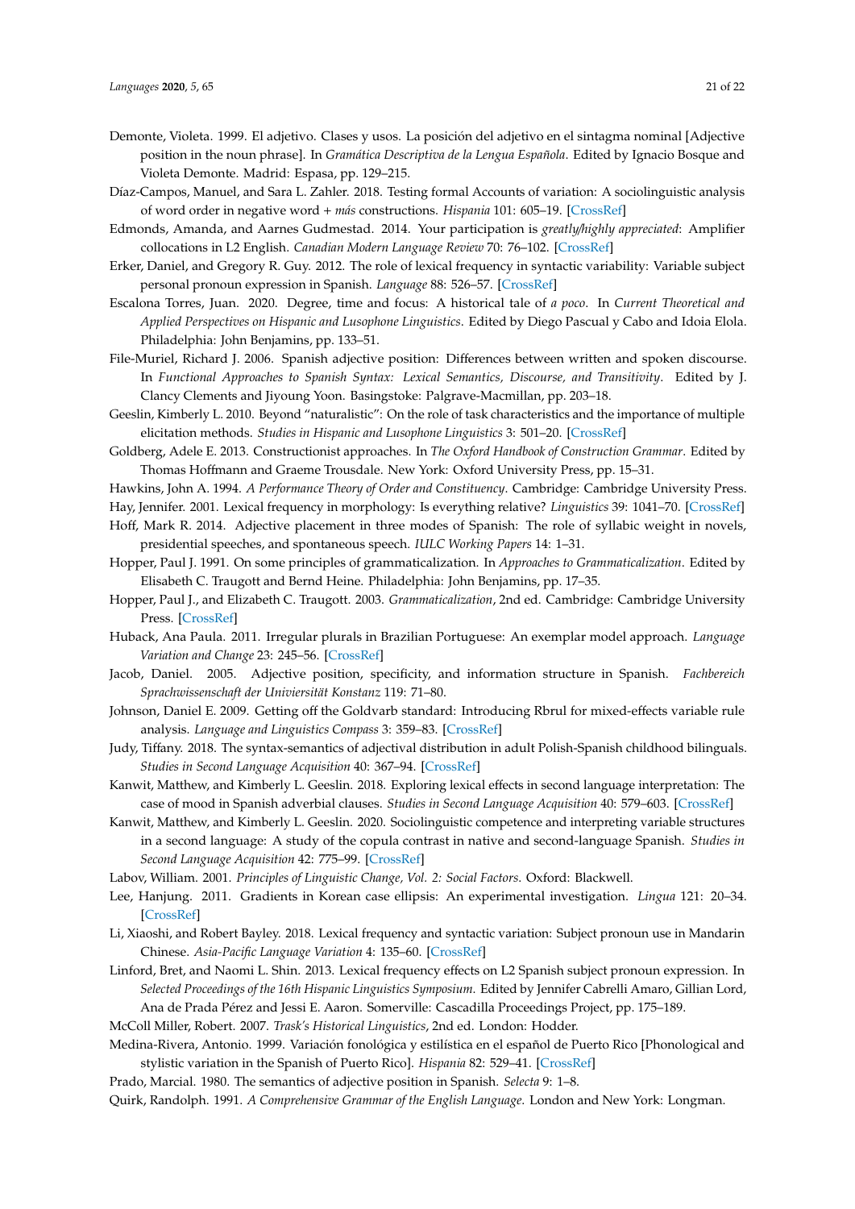Demonte, Violeta. 1999. El adjetivo. Clases y usos. La posición del adjetivo en el sintagma nominal [Adjective position in the noun phrase]. In *Gramática Descriptiva de la Lengua Española*. Edited by Ignacio Bosque and Violeta Demonte. Madrid: Espasa, pp. 129–215.

Díaz-Campos, Manuel, and Sara L. Zahler. 2018. Testing formal Accounts of variation: A sociolinguistic analysis of word order in negative word + *más* constructions. *Hispania* 101: 605–19. [CrossRef]

Edmonds, Amanda, and Aarnes Gudmestad. 2014. Your participation is *greatly/highly appreciated*: Amplifier collocations in L2 English. *Canadian Modern Language Review* 70: 76–102. [CrossRef]

Erker, Daniel, and Gregory R. Guy. 2012. The role of lexical frequency in syntactic variability: Variable subject personal pronoun expression in Spanish. *Language* 88: 526–57. [CrossRef]

Escalona Torres, Juan. 2020. Degree, time and focus: A historical tale of *a poco*. In *Current Theoretical and Applied Perspectives on Hispanic and Lusophone Linguistics*. Edited by Diego Pascual y Cabo and Idoia Elola. Philadelphia: John Benjamins, pp. 133–51.

File-Muriel, Richard J. 2006. Spanish adjective position: Differences between written and spoken discourse. In *Functional Approaches to Spanish Syntax: Lexical Semantics, Discourse, and Transitivity*. Edited by J. Clancy Clements and Jiyoung Yoon. Basingstoke: Palgrave-Macmillan, pp. 203–18.

Geeslin, Kimberly L. 2010. Beyond "naturalistic": On the role of task characteristics and the importance of multiple elicitation methods. *Studies in Hispanic and Lusophone Linguistics* 3: 501–20. [CrossRef]

Goldberg, Adele E. 2013. Constructionist approaches. In *The Oxford Handbook of Construction Grammar*. Edited by Thomas Hoffmann and Graeme Trousdale. New York: Oxford University Press, pp. 15–31.

Hawkins, John A. 1994. *A Performance Theory of Order and Constituency*. Cambridge: Cambridge University Press.

Hay, Jennifer. 2001. Lexical frequency in morphology: Is everything relative? *Linguistics* 39: 1041–70. [CrossRef]

Hoff, Mark R. 2014. Adjective placement in three modes of Spanish: The role of syllabic weight in novels, presidential speeches, and spontaneous speech. *IULC Working Papers* 14: 1–31.

Hopper, Paul J. 1991. On some principles of grammaticalization. In *Approaches to Grammaticalization*. Edited by Elisabeth C. Traugott and Bernd Heine. Philadelphia: John Benjamins, pp. 17–35.

Hopper, Paul J., and Elizabeth C. Traugott. 2003. *Grammaticalization*, 2nd ed. Cambridge: Cambridge University Press. [CrossRef]

Huback, Ana Paula. 2011. Irregular plurals in Brazilian Portuguese: An exemplar model approach. *Language Variation and Change* 23: 245–56. [CrossRef]

Jacob, Daniel. 2005. Adjective position, specificity, and information structure in Spanish. *Fachbereich Sprachwissenschaft der Univiersität Konstanz* 119: 71–80.

Johnson, Daniel E. 2009. Getting off the Goldvarb standard: Introducing Rbrul for mixed-effects variable rule analysis. *Language and Linguistics Compass* 3: 359–83. [CrossRef]

Judy, Tiffany. 2018. The syntax-semantics of adjectival distribution in adult Polish-Spanish childhood bilinguals. *Studies in Second Language Acquisition* 40: 367–94. [CrossRef]

Kanwit, Matthew, and Kimberly L. Geeslin. 2018. Exploring lexical effects in second language interpretation: The case of mood in Spanish adverbial clauses. *Studies in Second Language Acquisition* 40: 579–603. [CrossRef]

Kanwit, Matthew, and Kimberly L. Geeslin. 2020. Sociolinguistic competence and interpreting variable structures in a second language: A study of the copula contrast in native and second-language Spanish. *Studies in Second Language Acquisition* 42: 775–99. [CrossRef]

Labov, William. 2001. *Principles of Linguistic Change, Vol. 2: Social Factors*. Oxford: Blackwell.

Lee, Hanjung. 2011. Gradients in Korean case ellipsis: An experimental investigation. *Lingua* 121: 20–34. [CrossRef]

Li, Xiaoshi, and Robert Bayley. 2018. Lexical frequency and syntactic variation: Subject pronoun use in Mandarin Chinese. *Asia-Pacific Language Variation* 4: 135–60. [CrossRef]

Linford, Bret, and Naomi L. Shin. 2013. Lexical frequency effects on L2 Spanish subject pronoun expression. In *Selected Proceedings of the 16th Hispanic Linguistics Symposium*. Edited by Jennifer Cabrelli Amaro, Gillian Lord, Ana de Prada Pérez and Jessi E. Aaron. Somerville: Cascadilla Proceedings Project, pp. 175–189.

McColl Miller, Robert. 2007. *Trask's Historical Linguistics*, 2nd ed. London: Hodder.

Medina-Rivera, Antonio. 1999. Variación fonológica y estilística en el español de Puerto Rico [Phonological and stylistic variation in the Spanish of Puerto Rico]. *Hispania* 82: 529–41. [CrossRef]

Prado, Marcial. 1980. The semantics of adjective position in Spanish. *Selecta* 9: 1–8.

Quirk, Randolph. 1991. *A Comprehensive Grammar of the English Language*. London and New York: Longman.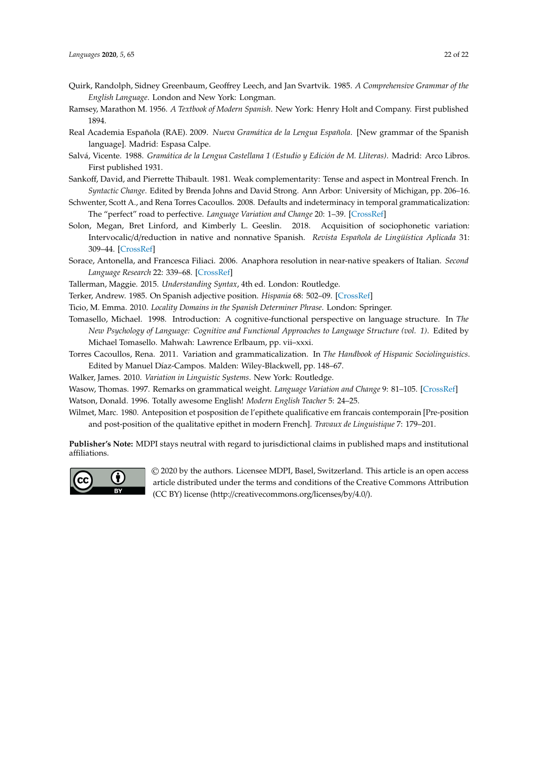Quirk, Randolph, Sidney Greenbaum, Geoffrey Leech, and Jan Svartvik. 1985. *A Comprehensive Grammar of the English Language*. London and New York: Longman.

Ramsey, Marathon M. 1956. *A Textbook of Modern Spanish*. New York: Henry Holt and Company. First published 1894.

Real Academia Española (RAE). 2009. *Nueva Gramática de la Lengua Española*. [New grammar of the Spanish language]. Madrid: Espasa Calpe.

Salvá, Vicente. 1988. *Gramática de la Lengua Castellana 1 (Estudio y Edición de M. Lliteras)*. Madrid: Arco Libros. First published 1931.

Sankoff, David, and Pierrette Thibault. 1981. Weak complementarity: Tense and aspect in Montreal French. In *Syntactic Change*. Edited by Brenda Johns and David Strong. Ann Arbor: University of Michigan, pp. 206–16.

Schwenter, Scott A., and Rena Torres Cacoullos. 2008. Defaults and indeterminacy in temporal grammaticalization: The "perfect" road to perfective. *Language Variation and Change* 20: 1–39. [CrossRef]

Solon, Megan, Bret Linford, and Kimberly L. Geeslin. 2018. Acquisition of sociophonetic variation: Intervocalic/d/reduction in native and nonnative Spanish. *Revista Española de Lingüística Aplicada* 31: 309–44. [CrossRef]

Sorace, Antonella, and Francesca Filiaci. 2006. Anaphora resolution in near-native speakers of Italian. *Second Language Research* 22: 339–68. [CrossRef]

Tallerman, Maggie. 2015. *Understanding Syntax*, 4th ed. London: Routledge.

Terker, Andrew. 1985. On Spanish adjective position. *Hispania* 68: 502–09. [CrossRef]

Ticio, M. Emma. 2010. *Locality Domains in the Spanish Determiner Phrase*. London: Springer.

Tomasello, Michael. 1998. Introduction: A cognitive-functional perspective on language structure. In *The New Psychology of Language: Cognitive and Functional Approaches to Language Structure (vol. 1)*. Edited by Michael Tomasello. Mahwah: Lawrence Erlbaum, pp. vii–xxxi.

Torres Cacoullos, Rena. 2011. Variation and grammaticalization. In *The Handbook of Hispanic Sociolinguistics*. Edited by Manuel Díaz-Campos. Malden: Wiley-Blackwell, pp. 148–67.

Walker, James. 2010. *Variation in Linguistic Systems*. New York: Routledge.

Wasow, Thomas. 1997. Remarks on grammatical weight. *Language Variation and Change* 9: 81–105. [CrossRef]

Watson, Donald. 1996. Totally awesome English! *Modern English Teacher* 5: 24–25.

Wilmet, Marc. 1980. Anteposition et posposition de l'epithete qualificative em francais contemporain [Pre-position and post-position of the qualitative epithet in modern French]. *Travaux de Linguistique* 7: 179–201.

**Publisher's Note:** MDPI stays neutral with regard to jurisdictional claims in published maps and institutional affiliations.

© 2020 by the authors. Licensee MDPI, Basel, Switzerland. This article is an open access article distributed under the terms and conditions of the Creative Commons Attribution (CC BY) license (http://creativecommons.org/licenses/by/4.0/).